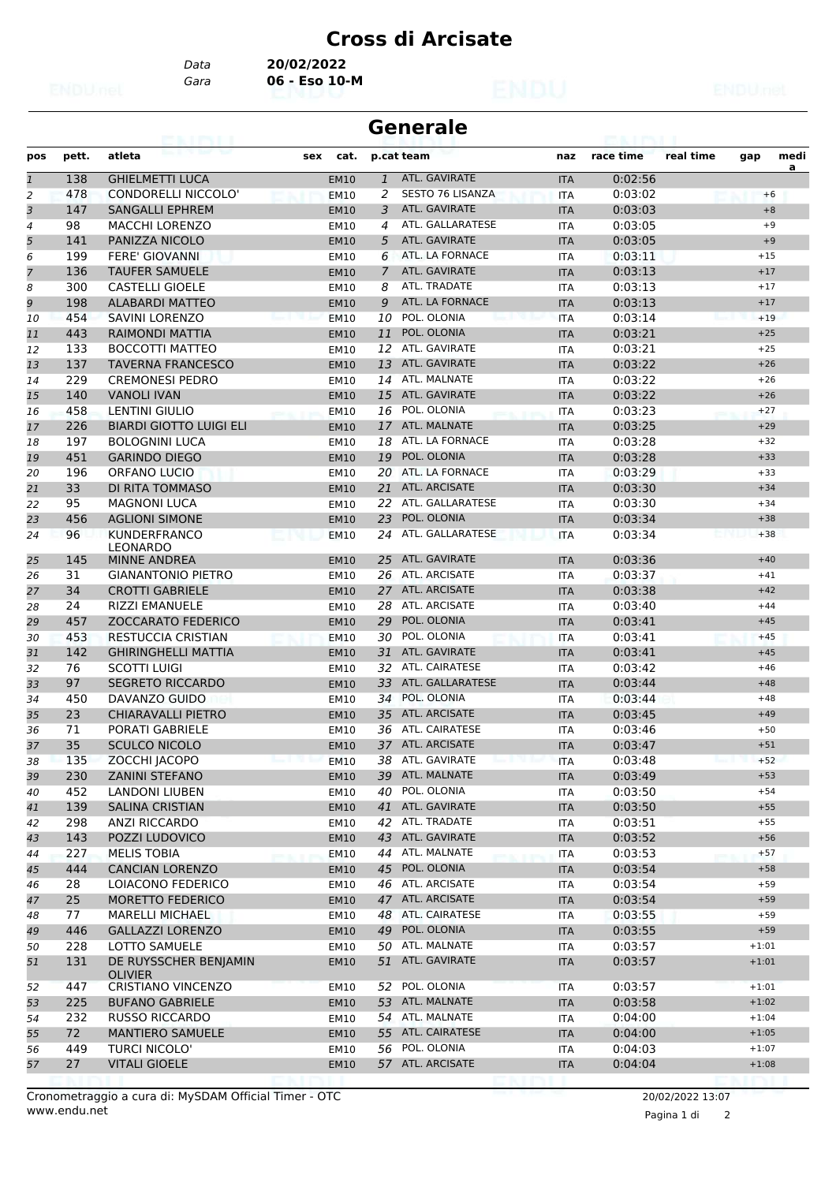# Cross di Arcisate

Data **20/02/2022**
Gara **06 - Eso 10-M**

## Generale

| pos | pett. | atleta | sex | cat. | p.cat | team | naz | race time | real time | gap | medi a |
|---|---|---|---|---|---|---|---|---|---|---|---|
| 1 | 138 | GHIELMETTI LUCA | | EM10 | 1 | ATL. GAVIRATE | ITA | 0:02:56 | | | |
| 2 | 478 | CONDORELLI NICCOLO' | | EM10 | 2 | SESTO 76 LISANZA | ITA | 0:03:02 | | +6 | |
| 3 | 147 | SANGALLI EPHREM | | EM10 | 3 | ATL. GAVIRATE | ITA | 0:03:03 | | +8 | |
| 4 | 98 | MACCHI LORENZO | | EM10 | 4 | ATL. GALLARATESE | ITA | 0:03:05 | | +9 | |
| 5 | 141 | PANIZZA NICOLO | | EM10 | 5 | ATL. GAVIRATE | ITA | 0:03:05 | | +9 | |
| 6 | 199 | FERE' GIOVANNI | | EM10 | 6 | ATL. LA FORNACE | ITA | 0:03:11 | | +15 | |
| 7 | 136 | TAUFER SAMUELE | | EM10 | 7 | ATL. GAVIRATE | ITA | 0:03:13 | | +17 | |
| 8 | 300 | CASTELLI GIOELE | | EM10 | 8 | ATL. TRADATE | ITA | 0:03:13 | | +17 | |
| 9 | 198 | ALABARDI MATTEO | | EM10 | 9 | ATL. LA FORNACE | ITA | 0:03:13 | | +17 | |
| 10 | 454 | SAVINI LORENZO | | EM10 | 10 | POL. OLONIA | ITA | 0:03:14 | | +19 | |
| 11 | 443 | RAIMONDI MATTIA | | EM10 | 11 | POL. OLONIA | ITA | 0:03:21 | | +25 | |
| 12 | 133 | BOCCOTTI MATTEO | | EM10 | 12 | ATL. GAVIRATE | ITA | 0:03:21 | | +25 | |
| 13 | 137 | TAVERNA FRANCESCO | | EM10 | 13 | ATL. GAVIRATE | ITA | 0:03:22 | | +26 | |
| 14 | 229 | CREMONESI PEDRO | | EM10 | 14 | ATL. MALNATE | ITA | 0:03:22 | | +26 | |
| 15 | 140 | VANOLI IVAN | | EM10 | 15 | ATL. GAVIRATE | ITA | 0:03:22 | | +26 | |
| 16 | 458 | LENTINI GIULIO | | EM10 | 16 | POL. OLONIA | ITA | 0:03:23 | | +27 | |
| 17 | 226 | BIARDI GIOTTO LUIGI ELI | | EM10 | 17 | ATL. MALNATE | ITA | 0:03:25 | | +29 | |
| 18 | 197 | BOLOGNINI LUCA | | EM10 | 18 | ATL. LA FORNACE | ITA | 0:03:28 | | +32 | |
| 19 | 451 | GARINDO DIEGO | | EM10 | 19 | POL. OLONIA | ITA | 0:03:28 | | +33 | |
| 20 | 196 | ORFANO LUCIO | | EM10 | 20 | ATL. LA FORNACE | ITA | 0:03:29 | | +33 | |
| 21 | 33 | DI RITA TOMMASO | | EM10 | 21 | ATL. ARCISATE | ITA | 0:03:30 | | +34 | |
| 22 | 95 | MAGNONI LUCA | | EM10 | 22 | ATL. GALLARATESE | ITA | 0:03:30 | | +34 | |
| 23 | 456 | AGLIONI SIMONE | | EM10 | 23 | POL. OLONIA | ITA | 0:03:34 | | +38 | |
| 24 | 96 | KUNDERFRANCO LEONARDO | | EM10 | 24 | ATL. GALLARATESE | ITA | 0:03:34 | | +38 | |
| 25 | 145 | MINNE ANDREA | | EM10 | 25 | ATL. GAVIRATE | ITA | 0:03:36 | | +40 | |
| 26 | 31 | GIANANTONIO PIETRO | | EM10 | 26 | ATL. ARCISATE | ITA | 0:03:37 | | +41 | |
| 27 | 34 | CROTTI GABRIELE | | EM10 | 27 | ATL. ARCISATE | ITA | 0:03:38 | | +42 | |
| 28 | 24 | RIZZI EMANUELE | | EM10 | 28 | ATL. ARCISATE | ITA | 0:03:40 | | +44 | |
| 29 | 457 | ZOCCARATO FEDERICO | | EM10 | 29 | POL. OLONIA | ITA | 0:03:41 | | +45 | |
| 30 | 453 | RESTUCCIA CRISTIAN | | EM10 | 30 | POL. OLONIA | ITA | 0:03:41 | | +45 | |
| 31 | 142 | GHIRINGHELLI MATTIA | | EM10 | 31 | ATL. GAVIRATE | ITA | 0:03:41 | | +45 | |
| 32 | 76 | SCOTTI LUIGI | | EM10 | 32 | ATL. CAIRATESE | ITA | 0:03:42 | | +46 | |
| 33 | 97 | SEGRETO RICCARDO | | EM10 | 33 | ATL. GALLARATESE | ITA | 0:03:44 | | +48 | |
| 34 | 450 | DAVANZO GUIDO | | EM10 | 34 | POL. OLONIA | ITA | 0:03:44 | | +48 | |
| 35 | 23 | CHIARAVALLI PIETRO | | EM10 | 35 | ATL. ARCISATE | ITA | 0:03:45 | | +49 | |
| 36 | 71 | PORATI GABRIELE | | EM10 | 36 | ATL. CAIRATESE | ITA | 0:03:46 | | +50 | |
| 37 | 35 | SCULCO NICOLO | | EM10 | 37 | ATL. ARCISATE | ITA | 0:03:47 | | +51 | |
| 38 | 135 | ZOCCHI JACOPO | | EM10 | 38 | ATL. GAVIRATE | ITA | 0:03:48 | | +52 | |
| 39 | 230 | ZANINI STEFANO | | EM10 | 39 | ATL. MALNATE | ITA | 0:03:49 | | +53 | |
| 40 | 452 | LANDONI LIUBEN | | EM10 | 40 | POL. OLONIA | ITA | 0:03:50 | | +54 | |
| 41 | 139 | SALINA CRISTIAN | | EM10 | 41 | ATL. GAVIRATE | ITA | 0:03:50 | | +55 | |
| 42 | 298 | ANZI RICCARDO | | EM10 | 42 | ATL. TRADATE | ITA | 0:03:51 | | +55 | |
| 43 | 143 | POZZI LUDOVICO | | EM10 | 43 | ATL. GAVIRATE | ITA | 0:03:52 | | +56 | |
| 44 | 227 | MELIS TOBIA | | EM10 | 44 | ATL. MALNATE | ITA | 0:03:53 | | +57 | |
| 45 | 444 | CANCIAN LORENZO | | EM10 | 45 | POL. OLONIA | ITA | 0:03:54 | | +58 | |
| 46 | 28 | LOIACONO FEDERICO | | EM10 | 46 | ATL. ARCISATE | ITA | 0:03:54 | | +59 | |
| 47 | 25 | MORETTO FEDERICO | | EM10 | 47 | ATL. ARCISATE | ITA | 0:03:54 | | +59 | |
| 48 | 77 | MARELLI MICHAEL | | EM10 | 48 | ATL. CAIRATESE | ITA | 0:03:55 | | +59 | |
| 49 | 446 | GALLAZZI LORENZO | | EM10 | 49 | POL. OLONIA | ITA | 0:03:55 | | +59 | |
| 50 | 228 | LOTTO SAMUELE | | EM10 | 50 | ATL. MALNATE | ITA | 0:03:57 | | +1:01 | |
| 51 | 131 | DE RUYSSCHER BENJAMIN OLIVIER | | EM10 | 51 | ATL. GAVIRATE | ITA | 0:03:57 | | +1:01 | |
| 52 | 447 | CRISTIANO VINCENZO | | EM10 | 52 | POL. OLONIA | ITA | 0:03:57 | | +1:01 | |
| 53 | 225 | BUFANO GABRIELE | | EM10 | 53 | ATL. MALNATE | ITA | 0:03:58 | | +1:02 | |
| 54 | 232 | RUSSO RICCARDO | | EM10 | 54 | ATL. MALNATE | ITA | 0:04:00 | | +1:04 | |
| 55 | 72 | MANTIERO SAMUELE | | EM10 | 55 | ATL. CAIRATESE | ITA | 0:04:00 | | +1:05 | |
| 56 | 449 | TURCI NICOLO' | | EM10 | 56 | POL. OLONIA | ITA | 0:04:03 | | +1:07 | |
| 57 | 27 | VITALI GIOELE | | EM10 | 57 | ATL. ARCISATE | ITA | 0:04:04 | | +1:08 | |

Cronometraggio a cura di: MySDAM Official Timer - OTC
www.endu.net

20/02/2022 13:07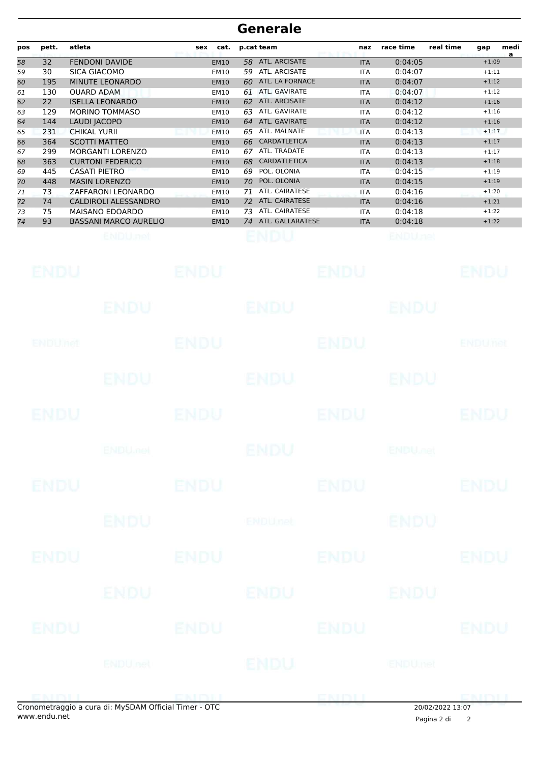# Generale

| pos | pett. | atleta | sex | cat. | p.cat | team | naz | race time | real time | gap | media |
|---|---|---|---|---|---|---|---|---|---|---|---|
| 58 | 32 | FENDONI DAVIDE | | EM10 | 58 | ATL. ARCISATE | ITA | 0:04:05 | | +1:09 | |
| 59 | 30 | SICA GIACOMO | | EM10 | 59 | ATL. ARCISATE | ITA | 0:04:07 | | +1:11 | |
| 60 | 195 | MINUTE LEONARDO | | EM10 | 60 | ATL. LA FORNACE | ITA | 0:04:07 | | +1:12 | |
| 61 | 130 | OUARD ADAM | | EM10 | 61 | ATL. GAVIRATE | ITA | 0:04:07 | | +1:12 | |
| 62 | 22 | ISELLA LEONARDO | | EM10 | 62 | ATL. ARCISATE | ITA | 0:04:12 | | +1:16 | |
| 63 | 129 | MORINO TOMMASO | | EM10 | 63 | ATL. GAVIRATE | ITA | 0:04:12 | | +1:16 | |
| 64 | 144 | LAUDI JACOPO | | EM10 | 64 | ATL. GAVIRATE | ITA | 0:04:12 | | +1:16 | |
| 65 | 231 | CHIKAL YURII | | EM10 | 65 | ATL. MALNATE | ITA | 0:04:13 | | +1:17 | |
| 66 | 364 | SCOTTI MATTEO | | EM10 | 66 | CARDATLETICA | ITA | 0:04:13 | | +1:17 | |
| 67 | 299 | MORGANTI LORENZO | | EM10 | 67 | ATL. TRADATE | ITA | 0:04:13 | | +1:17 | |
| 68 | 363 | CURTONI FEDERICO | | EM10 | 68 | CARDATLETICA | ITA | 0:04:13 | | +1:18 | |
| 69 | 445 | CASATI PIETRO | | EM10 | 69 | POL. OLONIA | ITA | 0:04:15 | | +1:19 | |
| 70 | 448 | MASIN LORENZO | | EM10 | 70 | POL. OLONIA | ITA | 0:04:15 | | +1:19 | |
| 71 | 73 | ZAFFARONI LEONARDO | | EM10 | 71 | ATL. CAIRATESE | ITA | 0:04:16 | | +1:20 | |
| 72 | 74 | CALDIROLI ALESSANDRO | | EM10 | 72 | ATL. CAIRATESE | ITA | 0:04:16 | | +1:21 | |
| 73 | 75 | MAISANO EDOARDO | | EM10 | 73 | ATL. CAIRATESE | ITA | 0:04:18 | | +1:22 | |
| 74 | 93 | BASSANI MARCO AURELIO | | EM10 | 74 | ATL. GALLARATESE | ITA | 0:04:18 | | +1:22 | |

Cronometraggio a cura di: MySDAM Official Timer - OTC
www.endu.net

20/02/2022 13:07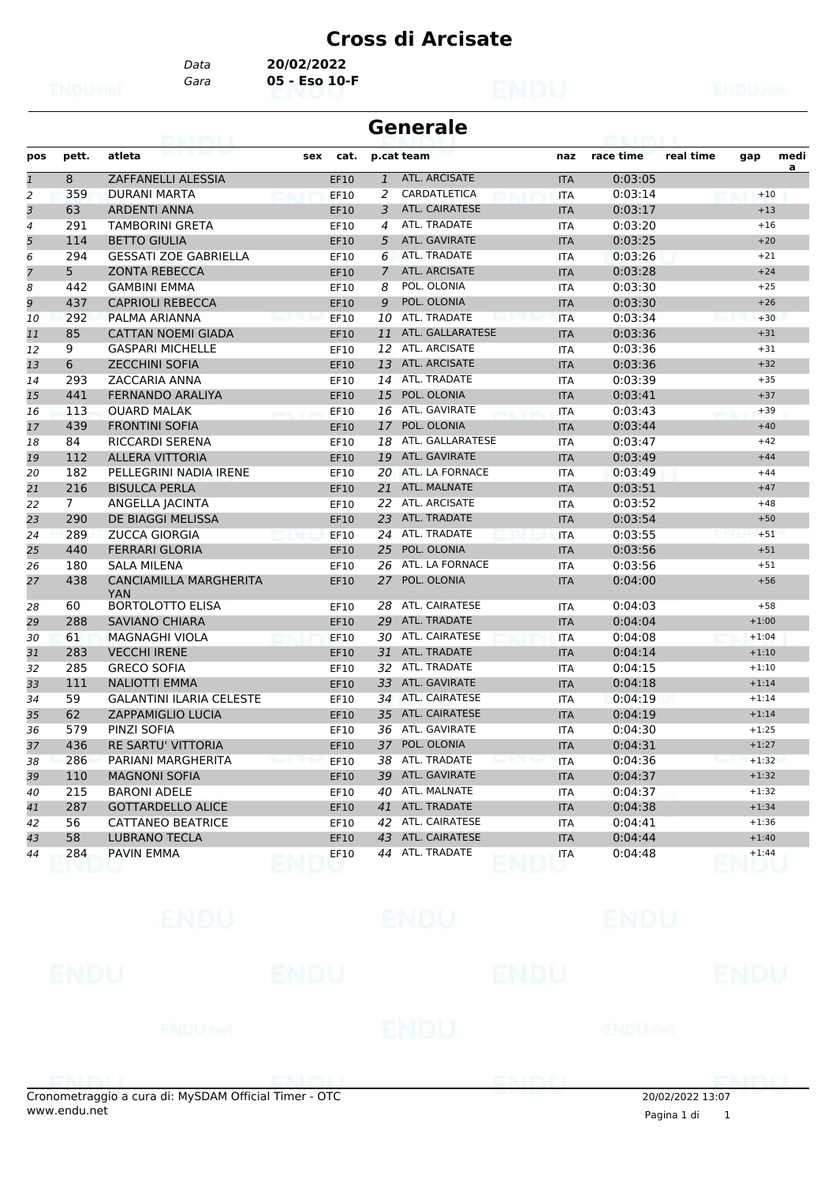# Cross di Arcisate

Data **20/02/2022**
Gara **05 - Eso 10-F**

## Generale

| pos | pett. | atleta | sex | cat. | p.cat | team | naz | race time | real time | gap | media |
|---|---|---|---|---|---|---|---|---|---|---|---|
| 1 | 8 | ZAFFANELLI ALESSIA | | EF10 | 1 | ATL. ARCISATE | ITA | 0:03:05 | | | |
| 2 | 359 | DURANI MARTA | | EF10 | 2 | CARDATLETICA | ITA | 0:03:14 | | +10 | |
| 3 | 63 | ARDENTI ANNA | | EF10 | 3 | ATL. CAIRATESE | ITA | 0:03:17 | | +13 | |
| 4 | 291 | TAMBORINI GRETA | | EF10 | 4 | ATL. TRADATE | ITA | 0:03:20 | | +16 | |
| 5 | 114 | BETTO GIULIA | | EF10 | 5 | ATL. GAVIRATE | ITA | 0:03:25 | | +20 | |
| 6 | 294 | GESSATI ZOE GABRIELLA | | EF10 | 6 | ATL. TRADATE | ITA | 0:03:26 | | +21 | |
| 7 | 5 | ZONTA REBECCA | | EF10 | 7 | ATL. ARCISATE | ITA | 0:03:28 | | +24 | |
| 8 | 442 | GAMBINI EMMA | | EF10 | 8 | POL. OLONIA | ITA | 0:03:30 | | +25 | |
| 9 | 437 | CAPRIOLI REBECCA | | EF10 | 9 | POL. OLONIA | ITA | 0:03:30 | | +26 | |
| 10 | 292 | PALMA ARIANNA | | EF10 | 10 | ATL. TRADATE | ITA | 0:03:34 | | +30 | |
| 11 | 85 | CATTAN NOEMI GIADA | | EF10 | 11 | ATL. GALLARATESE | ITA | 0:03:36 | | +31 | |
| 12 | 9 | GASPARI MICHELLE | | EF10 | 12 | ATL. ARCISATE | ITA | 0:03:36 | | +31 | |
| 13 | 6 | ZECCHINI SOFIA | | EF10 | 13 | ATL. ARCISATE | ITA | 0:03:36 | | +32 | |
| 14 | 293 | ZACCARIA ANNA | | EF10 | 14 | ATL. TRADATE | ITA | 0:03:39 | | +35 | |
| 15 | 441 | FERNANDO ARALIYA | | EF10 | 15 | POL. OLONIA | ITA | 0:03:41 | | +37 | |
| 16 | 113 | OUARD MALAK | | EF10 | 16 | ATL. GAVIRATE | ITA | 0:03:43 | | +39 | |
| 17 | 439 | FRONTINI SOFIA | | EF10 | 17 | POL. OLONIA | ITA | 0:03:44 | | +40 | |
| 18 | 84 | RICCARDI SERENA | | EF10 | 18 | ATL. GALLARATESE | ITA | 0:03:47 | | +42 | |
| 19 | 112 | ALLERA VITTORIA | | EF10 | 19 | ATL. GAVIRATE | ITA | 0:03:49 | | +44 | |
| 20 | 182 | PELLEGRINI NADIA IRENE | | EF10 | 20 | ATL. LA FORNACE | ITA | 0:03:49 | | +44 | |
| 21 | 216 | BISULCA PERLA | | EF10 | 21 | ATL. MALNATE | ITA | 0:03:51 | | +47 | |
| 22 | 7 | ANGELLA JACINTA | | EF10 | 22 | ATL. ARCISATE | ITA | 0:03:52 | | +48 | |
| 23 | 290 | DE BIAGGI MELISSA | | EF10 | 23 | ATL. TRADATE | ITA | 0:03:54 | | +50 | |
| 24 | 289 | ZUCCA GIORGIA | | EF10 | 24 | ATL. TRADATE | ITA | 0:03:55 | | +51 | |
| 25 | 440 | FERRARI GLORIA | | EF10 | 25 | POL. OLONIA | ITA | 0:03:56 | | +51 | |
| 26 | 180 | SALA MILENA | | EF10 | 26 | ATL. LA FORNACE | ITA | 0:03:56 | | +51 | |
| 27 | 438 | CANCIAMILLA MARGHERITA YAN | | EF10 | 27 | POL. OLONIA | ITA | 0:04:00 | | +56 | |
| 28 | 60 | BORTOLOTTO ELISA | | EF10 | 28 | ATL. CAIRATESE | ITA | 0:04:03 | | +58 | |
| 29 | 288 | SAVIANO CHIARA | | EF10 | 29 | ATL. TRADATE | ITA | 0:04:04 | | +1:00 | |
| 30 | 61 | MAGNAGHI VIOLA | | EF10 | 30 | ATL. CAIRATESE | ITA | 0:04:08 | | +1:04 | |
| 31 | 283 | VECCHI IRENE | | EF10 | 31 | ATL. TRADATE | ITA | 0:04:14 | | +1:10 | |
| 32 | 285 | GRECO SOFIA | | EF10 | 32 | ATL. TRADATE | ITA | 0:04:15 | | +1:10 | |
| 33 | 111 | NALIOTTI EMMA | | EF10 | 33 | ATL. GAVIRATE | ITA | 0:04:18 | | +1:14 | |
| 34 | 59 | GALANTINI ILARIA CELESTE | | EF10 | 34 | ATL. CAIRATESE | ITA | 0:04:19 | | +1:14 | |
| 35 | 62 | ZAPPAMIGLIO LUCIA | | EF10 | 35 | ATL. CAIRATESE | ITA | 0:04:19 | | +1:14 | |
| 36 | 579 | PINZI SOFIA | | EF10 | 36 | ATL. GAVIRATE | ITA | 0:04:30 | | +1:25 | |
| 37 | 436 | RE SARTU' VITTORIA | | EF10 | 37 | POL. OLONIA | ITA | 0:04:31 | | +1:27 | |
| 38 | 286 | PARIANI MARGHERITA | | EF10 | 38 | ATL. TRADATE | ITA | 0:04:36 | | +1:32 | |
| 39 | 110 | MAGNONI SOFIA | | EF10 | 39 | ATL. GAVIRATE | ITA | 0:04:37 | | +1:32 | |
| 40 | 215 | BARONI ADELE | | EF10 | 40 | ATL. MALNATE | ITA | 0:04:37 | | +1:32 | |
| 41 | 287 | GOTTARDELLO ALICE | | EF10 | 41 | ATL. TRADATE | ITA | 0:04:38 | | +1:34 | |
| 42 | 56 | CATTANEO BEATRICE | | EF10 | 42 | ATL. CAIRATESE | ITA | 0:04:41 | | +1:36 | |
| 43 | 58 | LUBRANO TECLA | | EF10 | 43 | ATL. CAIRATESE | ITA | 0:04:44 | | +1:40 | |
| 44 | 284 | PAVIN EMMA | | EF10 | 44 | ATL. TRADATE | ITA | 0:04:48 | | +1:44 | |

Cronometraggio a cura di: MySDAM Official Timer - OTC
www.endu.net

20/02/2022 13:07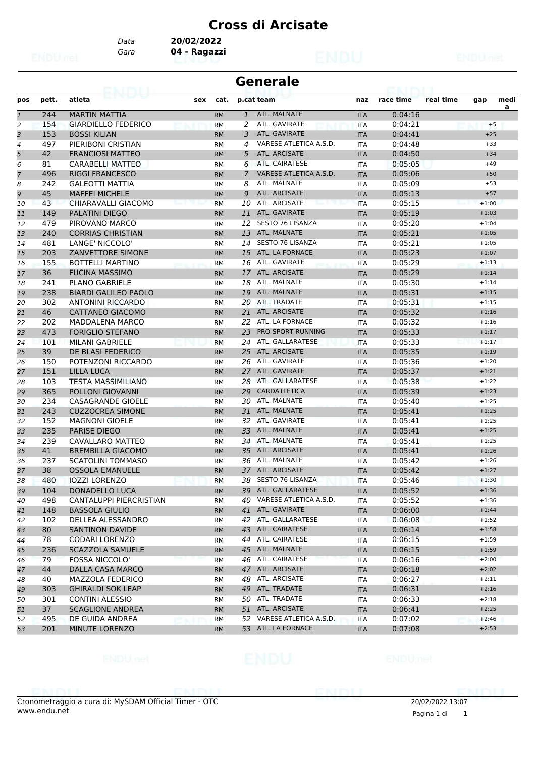# Cross di Arcisate

Data **20/02/2022**

Gara **04 - Ragazzi**

## Generale

| pos | pett. | atleta | sex | cat. | p.cat | team | naz | race time | real time | gap | media |
|---|---|---|---|---|---|---|---|---|---|---|---|
| 1 | 244 | MARTIN MATTIA | | RM | 1 | ATL. MALNATE | ITA | 0:04:16 | | | |
| 2 | 154 | GIARDIELLO FEDERICO | | RM | 2 | ATL. GAVIRATE | ITA | 0:04:21 | | +5 | |
| 3 | 153 | BOSSI KILIAN | | RM | 3 | ATL. GAVIRATE | ITA | 0:04:41 | | +25 | |
| 4 | 497 | PIERIBONI CRISTIAN | | RM | 4 | VARESE ATLETICA A.S.D. | ITA | 0:04:48 | | +33 | |
| 5 | 42 | FRANCIOSI MATTEO | | RM | 5 | ATL. ARCISATE | ITA | 0:04:50 | | +34 | |
| 6 | 81 | CARABELLI MATTEO | | RM | 6 | ATL. CAIRATESE | ITA | 0:05:05 | | +49 | |
| 7 | 496 | RIGGI FRANCESCO | | RM | 7 | VARESE ATLETICA A.S.D. | ITA | 0:05:06 | | +50 | |
| 8 | 242 | GALEOTTI MATTIA | | RM | 8 | ATL. MALNATE | ITA | 0:05:09 | | +53 | |
| 9 | 45 | MAFFEI MICHELE | | RM | 9 | ATL. ARCISATE | ITA | 0:05:13 | | +57 | |
| 10 | 43 | CHIARAVALLI GIACOMO | | RM | 10 | ATL. ARCISATE | ITA | 0:05:15 | | +1:00 | |
| 11 | 149 | PALATINI DIEGO | | RM | 11 | ATL. GAVIRATE | ITA | 0:05:19 | | +1:03 | |
| 12 | 479 | PIROVANO MARCO | | RM | 12 | SESTO 76 LISANZA | ITA | 0:05:20 | | +1:04 | |
| 13 | 240 | CORRIAS CHRISTIAN | | RM | 13 | ATL. MALNATE | ITA | 0:05:21 | | +1:05 | |
| 14 | 481 | LANGE' NICCOLO' | | RM | 14 | SESTO 76 LISANZA | ITA | 0:05:21 | | +1:05 | |
| 15 | 203 | ZANVETTORE SIMONE | | RM | 15 | ATL. LA FORNACE | ITA | 0:05:23 | | +1:07 | |
| 16 | 155 | BOTTELLI MARTINO | | RM | 16 | ATL. GAVIRATE | ITA | 0:05:29 | | +1:13 | |
| 17 | 36 | FUCINA MASSIMO | | RM | 17 | ATL. ARCISATE | ITA | 0:05:29 | | +1:14 | |
| 18 | 241 | PLANO GABRIELE | | RM | 18 | ATL. MALNATE | ITA | 0:05:30 | | +1:14 | |
| 19 | 238 | BIARDI GALILEO PAOLO | | RM | 19 | ATL. MALNATE | ITA | 0:05:31 | | +1:15 | |
| 20 | 302 | ANTONINI RICCARDO | | RM | 20 | ATL. TRADATE | ITA | 0:05:31 | | +1:15 | |
| 21 | 46 | CATTANEO GIACOMO | | RM | 21 | ATL. ARCISATE | ITA | 0:05:32 | | +1:16 | |
| 22 | 202 | MADDALENA MARCO | | RM | 22 | ATL. LA FORNACE | ITA | 0:05:32 | | +1:16 | |
| 23 | 473 | FORIGLIO STEFANO | | RM | 23 | PRO-SPORT RUNNING | ITA | 0:05:33 | | +1:17 | |
| 24 | 101 | MILANI GABRIELE | | RM | 24 | ATL. GALLARATESE | ITA | 0:05:33 | | +1:17 | |
| 25 | 39 | DE BLASI FEDERICO | | RM | 25 | ATL. ARCISATE | ITA | 0:05:35 | | +1:19 | |
| 26 | 150 | POTENZONI RICCARDO | | RM | 26 | ATL. GAVIRATE | ITA | 0:05:36 | | +1:20 | |
| 27 | 151 | LILLA LUCA | | RM | 27 | ATL. GAVIRATE | ITA | 0:05:37 | | +1:21 | |
| 28 | 103 | TESTA MASSIMILIANO | | RM | 28 | ATL. GALLARATESE | ITA | 0:05:38 | | +1:22 | |
| 29 | 365 | POLLONI GIOVANNI | | RM | 29 | CARDATLETICA | ITA | 0:05:39 | | +1:23 | |
| 30 | 234 | CASAGRANDE GIOELE | | RM | 30 | ATL. MALNATE | ITA | 0:05:40 | | +1:25 | |
| 31 | 243 | CUZZOCREA SIMONE | | RM | 31 | ATL. MALNATE | ITA | 0:05:41 | | +1:25 | |
| 32 | 152 | MAGNONI GIOELE | | RM | 32 | ATL. GAVIRATE | ITA | 0:05:41 | | +1:25 | |
| 33 | 235 | PARISE DIEGO | | RM | 33 | ATL. MALNATE | ITA | 0:05:41 | | +1:25 | |
| 34 | 239 | CAVALLARO MATTEO | | RM | 34 | ATL. MALNATE | ITA | 0:05:41 | | +1:25 | |
| 35 | 41 | BREMBILLA GIACOMO | | RM | 35 | ATL. ARCISATE | ITA | 0:05:41 | | +1:26 | |
| 36 | 237 | SCATOLINI TOMMASO | | RM | 36 | ATL. MALNATE | ITA | 0:05:42 | | +1:26 | |
| 37 | 38 | OSSOLA EMANUELE | | RM | 37 | ATL. ARCISATE | ITA | 0:05:42 | | +1:27 | |
| 38 | 480 | IOZZI LORENZO | | RM | 38 | SESTO 76 LISANZA | ITA | 0:05:46 | | +1:30 | |
| 39 | 104 | DONADELLO LUCA | | RM | 39 | ATL. GALLARATESE | ITA | 0:05:52 | | +1:36 | |
| 40 | 498 | CANTALUPPI PIERCRISTIAN | | RM | 40 | VARESE ATLETICA A.S.D. | ITA | 0:05:52 | | +1:36 | |
| 41 | 148 | BASSOLA GIULIO | | RM | 41 | ATL. GAVIRATE | ITA | 0:06:00 | | +1:44 | |
| 42 | 102 | DELLEA ALESSANDRO | | RM | 42 | ATL. GALLARATESE | ITA | 0:06:08 | | +1:52 | |
| 43 | 80 | SANTINON DAVIDE | | RM | 43 | ATL. CAIRATESE | ITA | 0:06:14 | | +1:58 | |
| 44 | 78 | CODARI LORENZO | | RM | 44 | ATL. CAIRATESE | ITA | 0:06:15 | | +1:59 | |
| 45 | 236 | SCAZZOLA SAMUELE | | RM | 45 | ATL. MALNATE | ITA | 0:06:15 | | +1:59 | |
| 46 | 79 | FOSSA NICCOLO' | | RM | 46 | ATL. CAIRATESE | ITA | 0:06:16 | | +2:00 | |
| 47 | 44 | DALLA CASA MARCO | | RM | 47 | ATL. ARCISATE | ITA | 0:06:18 | | +2:02 | |
| 48 | 40 | MAZZOLA FEDERICO | | RM | 48 | ATL. ARCISATE | ITA | 0:06:27 | | +2:11 | |
| 49 | 303 | GHIRALDI SOK LEAP | | RM | 49 | ATL. TRADATE | ITA | 0:06:31 | | +2:16 | |
| 50 | 301 | CONTINI ALESSIO | | RM | 50 | ATL. TRADATE | ITA | 0:06:33 | | +2:18 | |
| 51 | 37 | SCAGLIONE ANDREA | | RM | 51 | ATL. ARCISATE | ITA | 0:06:41 | | +2:25 | |
| 52 | 495 | DE GUIDA ANDREA | | RM | 52 | VARESE ATLETICA A.S.D. | ITA | 0:07:02 | | +2:46 | |
| 53 | 201 | MINUTE LORENZO | | RM | 53 | ATL. LA FORNACE | ITA | 0:07:08 | | +2:53 | |

Cronometraggio a cura di: MySDAM Official Timer - OTC
www.endu.net

20/02/2022 13:07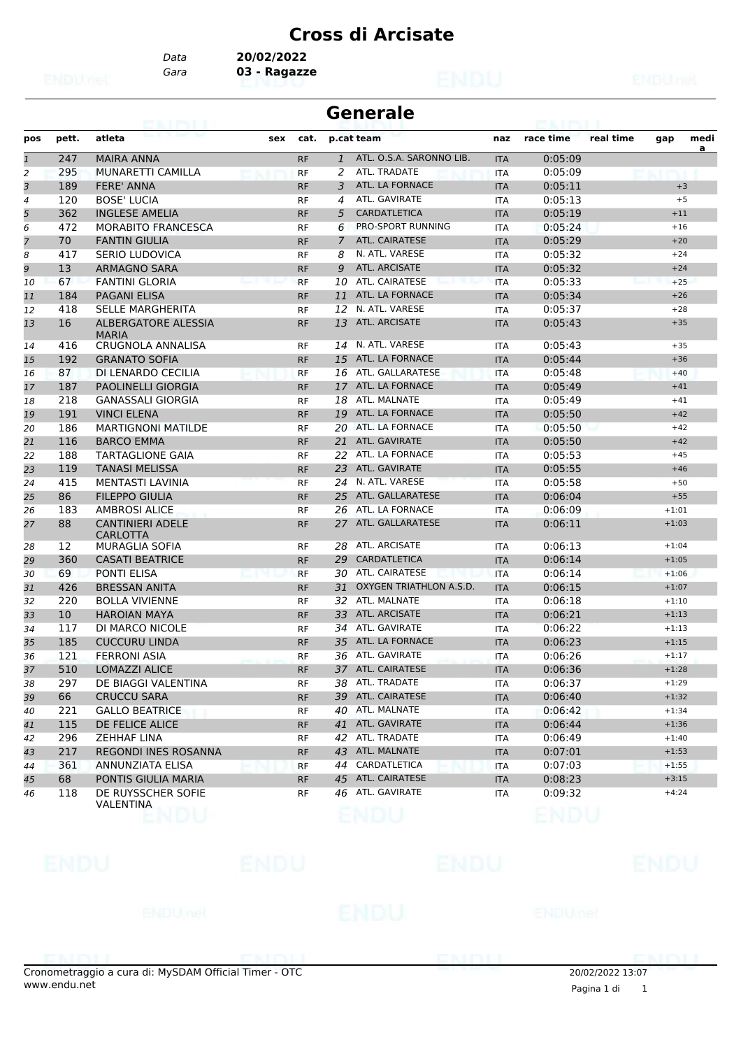# Cross di Arcisate

Data **20/02/2022**
Gara **03 - Ragazze**

## Generale

| pos | pett. | atleta | sex | cat. | p.cat | team | naz | race time | real time | gap | media |
|---|---|---|---|---|---|---|---|---|---|---|---|
| 1 | 247 | MAIRA ANNA | | RF | 1 | ATL. O.S.A. SARONNO LIB. | ITA | 0:05:09 | | | |
| 2 | 295 | MUNARETTI CAMILLA | | RF | 2 | ATL. TRADATE | ITA | 0:05:09 | | | |
| 3 | 189 | FERE' ANNA | | RF | 3 | ATL. LA FORNACE | ITA | 0:05:11 | | +3 | |
| 4 | 120 | BOSE' LUCIA | | RF | 4 | ATL. GAVIRATE | ITA | 0:05:13 | | +5 | |
| 5 | 362 | INGLESE AMELIA | | RF | 5 | CARDATLETICA | ITA | 0:05:19 | | +11 | |
| 6 | 472 | MORABITO FRANCESCA | | RF | 6 | PRO-SPORT RUNNING | ITA | 0:05:24 | | +16 | |
| 7 | 70 | FANTIN GIULIA | | RF | 7 | ATL. CAIRATESE | ITA | 0:05:29 | | +20 | |
| 8 | 417 | SERIO LUDOVICA | | RF | 8 | N. ATL. VARESE | ITA | 0:05:32 | | +24 | |
| 9 | 13 | ARMAGNO SARA | | RF | 9 | ATL. ARCISATE | ITA | 0:05:32 | | +24 | |
| 10 | 67 | FANTINI GLORIA | | RF | 10 | ATL. CAIRATESE | ITA | 0:05:33 | | +25 | |
| 11 | 184 | PAGANI ELISA | | RF | 11 | ATL. LA FORNACE | ITA | 0:05:34 | | +26 | |
| 12 | 418 | SELLE MARGHERITA | | RF | 12 | N. ATL. VARESE | ITA | 0:05:37 | | +28 | |
| 13 | 16 | ALBERGATORE ALESSIA MARIA | | RF | 13 | ATL. ARCISATE | ITA | 0:05:43 | | +35 | |
| 14 | 416 | CRUGNOLA ANNALISA | | RF | 14 | N. ATL. VARESE | ITA | 0:05:43 | | +35 | |
| 15 | 192 | GRANATO SOFIA | | RF | 15 | ATL. LA FORNACE | ITA | 0:05:44 | | +36 | |
| 16 | 87 | DI LENARDO CECILIA | | RF | 16 | ATL. GALLARATESE | ITA | 0:05:48 | | +40 | |
| 17 | 187 | PAOLINELLI GIORGIA | | RF | 17 | ATL. LA FORNACE | ITA | 0:05:49 | | +41 | |
| 18 | 218 | GANASSALI GIORGIA | | RF | 18 | ATL. MALNATE | ITA | 0:05:49 | | +41 | |
| 19 | 191 | VINCI ELENA | | RF | 19 | ATL. LA FORNACE | ITA | 0:05:50 | | +42 | |
| 20 | 186 | MARTIGNONI MATILDE | | RF | 20 | ATL. LA FORNACE | ITA | 0:05:50 | | +42 | |
| 21 | 116 | BARCO EMMA | | RF | 21 | ATL. GAVIRATE | ITA | 0:05:50 | | +42 | |
| 22 | 188 | TARTAGLIONE GAIA | | RF | 22 | ATL. LA FORNACE | ITA | 0:05:53 | | +45 | |
| 23 | 119 | TANASI MELISSA | | RF | 23 | ATL. GAVIRATE | ITA | 0:05:55 | | +46 | |
| 24 | 415 | MENTASTI LAVINIA | | RF | 24 | N. ATL. VARESE | ITA | 0:05:58 | | +50 | |
| 25 | 86 | FILEPPO GIULIA | | RF | 25 | ATL. GALLARATESE | ITA | 0:06:04 | | +55 | |
| 26 | 183 | AMBROSI ALICE | | RF | 26 | ATL. LA FORNACE | ITA | 0:06:09 | | +1:01 | |
| 27 | 88 | CANTINIERI ADELE CARLOTTA | | RF | 27 | ATL. GALLARATESE | ITA | 0:06:11 | | +1:03 | |
| 28 | 12 | MURAGLIA SOFIA | | RF | 28 | ATL. ARCISATE | ITA | 0:06:13 | | +1:04 | |
| 29 | 360 | CASATI BEATRICE | | RF | 29 | CARDATLETICA | ITA | 0:06:14 | | +1:05 | |
| 30 | 69 | PONTI ELISA | | RF | 30 | ATL. CAIRATESE | ITA | 0:06:14 | | +1:06 | |
| 31 | 426 | BRESSAN ANITA | | RF | 31 | OXYGEN TRIATHLON A.S.D. | ITA | 0:06:15 | | +1:07 | |
| 32 | 220 | BOLLA VIVIENNE | | RF | 32 | ATL. MALNATE | ITA | 0:06:18 | | +1:10 | |
| 33 | 10 | HAROIAN MAYA | | RF | 33 | ATL. ARCISATE | ITA | 0:06:21 | | +1:13 | |
| 34 | 117 | DI MARCO NICOLE | | RF | 34 | ATL. GAVIRATE | ITA | 0:06:22 | | +1:13 | |
| 35 | 185 | CUCCURU LINDA | | RF | 35 | ATL. LA FORNACE | ITA | 0:06:23 | | +1:15 | |
| 36 | 121 | FERRONI ASIA | | RF | 36 | ATL. GAVIRATE | ITA | 0:06:26 | | +1:17 | |
| 37 | 510 | LOMAZZI ALICE | | RF | 37 | ATL. CAIRATESE | ITA | 0:06:36 | | +1:28 | |
| 38 | 297 | DE BIAGGI VALENTINA | | RF | 38 | ATL. TRADATE | ITA | 0:06:37 | | +1:29 | |
| 39 | 66 | CRUCCU SARA | | RF | 39 | ATL. CAIRATESE | ITA | 0:06:40 | | +1:32 | |
| 40 | 221 | GALLO BEATRICE | | RF | 40 | ATL. MALNATE | ITA | 0:06:42 | | +1:34 | |
| 41 | 115 | DE FELICE ALICE | | RF | 41 | ATL. GAVIRATE | ITA | 0:06:44 | | +1:36 | |
| 42 | 296 | ZEHHAF LINA | | RF | 42 | ATL. TRADATE | ITA | 0:06:49 | | +1:40 | |
| 43 | 217 | REGONDI INES ROSANNA | | RF | 43 | ATL. MALNATE | ITA | 0:07:01 | | +1:53 | |
| 44 | 361 | ANNUNZIATA ELISA | | RF | 44 | CARDATLETICA | ITA | 0:07:03 | | +1:55 | |
| 45 | 68 | PONTIS GIULIA MARIA | | RF | 45 | ATL. CAIRATESE | ITA | 0:08:23 | | +3:15 | |
| 46 | 118 | DE RUYSSCHER SOFIE VALENTINA | | RF | 46 | ATL. GAVIRATE | ITA | 0:09:32 | | +4:24 | |

Cronometraggio a cura di: MySDAM Official Timer - OTC
www.endu.net

20/02/2022 13:07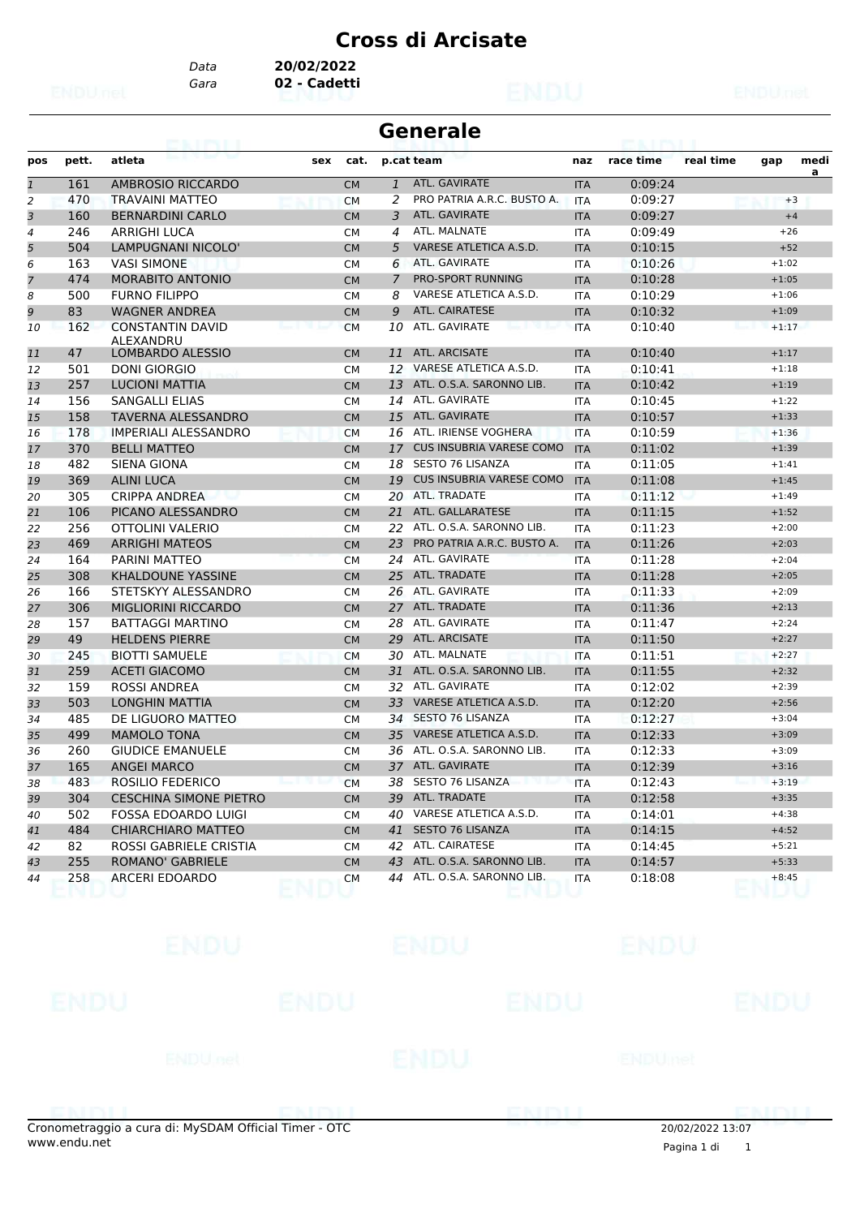# Cross di Arcisate

Data **20/02/2022**
Gara **02 - Cadetti**

## Generale

| pos | pett. | atleta | sex | cat. | p.cat | team | naz | race time | real time | gap | media |
|---|---|---|---|---|---|---|---|---|---|---|---|
| 1 | 161 | AMBROSIO RICCARDO | | CM | 1 | ATL. GAVIRATE | ITA | 0:09:24 | | | |
| 2 | 470 | TRAVAINI MATTEO | | CM | 2 | PRO PATRIA A.R.C. BUSTO A. | ITA | 0:09:27 | | +3 | |
| 3 | 160 | BERNARDINI CARLO | | CM | 3 | ATL. GAVIRATE | ITA | 0:09:27 | | +4 | |
| 4 | 246 | ARRIGHI LUCA | | CM | 4 | ATL. MALNATE | ITA | 0:09:49 | | +26 | |
| 5 | 504 | LAMPUGNANI NICOLO' | | CM | 5 | VARESE ATLETICA A.S.D. | ITA | 0:10:15 | | +52 | |
| 6 | 163 | VASI SIMONE | | CM | 6 | ATL. GAVIRATE | ITA | 0:10:26 | | +1:02 | |
| 7 | 474 | MORABITO ANTONIO | | CM | 7 | PRO-SPORT RUNNING | ITA | 0:10:28 | | +1:05 | |
| 8 | 500 | FURNO FILIPPO | | CM | 8 | VARESE ATLETICA A.S.D. | ITA | 0:10:29 | | +1:06 | |
| 9 | 83 | WAGNER ANDREA | | CM | 9 | ATL. CAIRATESE | ITA | 0:10:32 | | +1:09 | |
| 10 | 162 | CONSTANTIN DAVID ALEXANDRU | | CM | 10 | ATL. GAVIRATE | ITA | 0:10:40 | | +1:17 | |
| 11 | 47 | LOMBARDO ALESSIO | | CM | 11 | ATL. ARCISATE | ITA | 0:10:40 | | +1:17 | |
| 12 | 501 | DONI GIORGIO | | CM | 12 | VARESE ATLETICA A.S.D. | ITA | 0:10:41 | | +1:18 | |
| 13 | 257 | LUCIONI MATTIA | | CM | 13 | ATL. O.S.A. SARONNO LIB. | ITA | 0:10:42 | | +1:19 | |
| 14 | 156 | SANGALLI ELIAS | | CM | 14 | ATL. GAVIRATE | ITA | 0:10:45 | | +1:22 | |
| 15 | 158 | TAVERNA ALESSANDRO | | CM | 15 | ATL. GAVIRATE | ITA | 0:10:57 | | +1:33 | |
| 16 | 178 | IMPERIALI ALESSANDRO | | CM | 16 | ATL. IRIENSE VOGHERA | ITA | 0:10:59 | | +1:36 | |
| 17 | 370 | BELLI MATTEO | | CM | 17 | CUS INSUBRIA VARESE COMO | ITA | 0:11:02 | | +1:39 | |
| 18 | 482 | SIENA GIONA | | CM | 18 | SESTO 76 LISANZA | ITA | 0:11:05 | | +1:41 | |
| 19 | 369 | ALINI LUCA | | CM | 19 | CUS INSUBRIA VARESE COMO | ITA | 0:11:08 | | +1:45 | |
| 20 | 305 | CRIPPA ANDREA | | CM | 20 | ATL. TRADATE | ITA | 0:11:12 | | +1:49 | |
| 21 | 106 | PICANO ALESSANDRO | | CM | 21 | ATL. GALLARATESE | ITA | 0:11:15 | | +1:52 | |
| 22 | 256 | OTTOLINI VALERIO | | CM | 22 | ATL. O.S.A. SARONNO LIB. | ITA | 0:11:23 | | +2:00 | |
| 23 | 469 | ARRIGHI MATEOS | | CM | 23 | PRO PATRIA A.R.C. BUSTO A. | ITA | 0:11:26 | | +2:03 | |
| 24 | 164 | PARINI MATTEO | | CM | 24 | ATL. GAVIRATE | ITA | 0:11:28 | | +2:04 | |
| 25 | 308 | KHALDOUNE YASSINE | | CM | 25 | ATL. TRADATE | ITA | 0:11:28 | | +2:05 | |
| 26 | 166 | STETSKYY ALESSANDRO | | CM | 26 | ATL. GAVIRATE | ITA | 0:11:33 | | +2:09 | |
| 27 | 306 | MIGLIORINI RICCARDO | | CM | 27 | ATL. TRADATE | ITA | 0:11:36 | | +2:13 | |
| 28 | 157 | BATTAGGI MARTINO | | CM | 28 | ATL. GAVIRATE | ITA | 0:11:47 | | +2:24 | |
| 29 | 49 | HELDENS PIERRE | | CM | 29 | ATL. ARCISATE | ITA | 0:11:50 | | +2:27 | |
| 30 | 245 | BIOTTI SAMUELE | | CM | 30 | ATL. MALNATE | ITA | 0:11:51 | | +2:27 | |
| 31 | 259 | ACETI GIACOMO | | CM | 31 | ATL. O.S.A. SARONNO LIB. | ITA | 0:11:55 | | +2:32 | |
| 32 | 159 | ROSSI ANDREA | | CM | 32 | ATL. GAVIRATE | ITA | 0:12:02 | | +2:39 | |
| 33 | 503 | LONGHIN MATTIA | | CM | 33 | VARESE ATLETICA A.S.D. | ITA | 0:12:20 | | +2:56 | |
| 34 | 485 | DE LIGUORO MATTEO | | CM | 34 | SESTO 76 LISANZA | ITA | 0:12:27 | | +3:04 | |
| 35 | 499 | MAMOLO TONA | | CM | 35 | VARESE ATLETICA A.S.D. | ITA | 0:12:33 | | +3:09 | |
| 36 | 260 | GIUDICE EMANUELE | | CM | 36 | ATL. O.S.A. SARONNO LIB. | ITA | 0:12:33 | | +3:09 | |
| 37 | 165 | ANGEI MARCO | | CM | 37 | ATL. GAVIRATE | ITA | 0:12:39 | | +3:16 | |
| 38 | 483 | ROSILIO FEDERICO | | CM | 38 | SESTO 76 LISANZA | ITA | 0:12:43 | | +3:19 | |
| 39 | 304 | CESCHINA SIMONE PIETRO | | CM | 39 | ATL. TRADATE | ITA | 0:12:58 | | +3:35 | |
| 40 | 502 | FOSSA EDOARDO LUIGI | | CM | 40 | VARESE ATLETICA A.S.D. | ITA | 0:14:01 | | +4:38 | |
| 41 | 484 | CHIARCHIARO MATTEO | | CM | 41 | SESTO 76 LISANZA | ITA | 0:14:15 | | +4:52 | |
| 42 | 82 | ROSSI GABRIELE CRISTIA | | CM | 42 | ATL. CAIRATESE | ITA | 0:14:45 | | +5:21 | |
| 43 | 255 | ROMANO' GABRIELE | | CM | 43 | ATL. O.S.A. SARONNO LIB. | ITA | 0:14:57 | | +5:33 | |
| 44 | 258 | ARCERI EDOARDO | | CM | 44 | ATL. O.S.A. SARONNO LIB. | ITA | 0:18:08 | | +8:45 | |

Cronometraggio a cura di: MySDAM Official Timer - OTC
www.endu.net

20/02/2022 13:07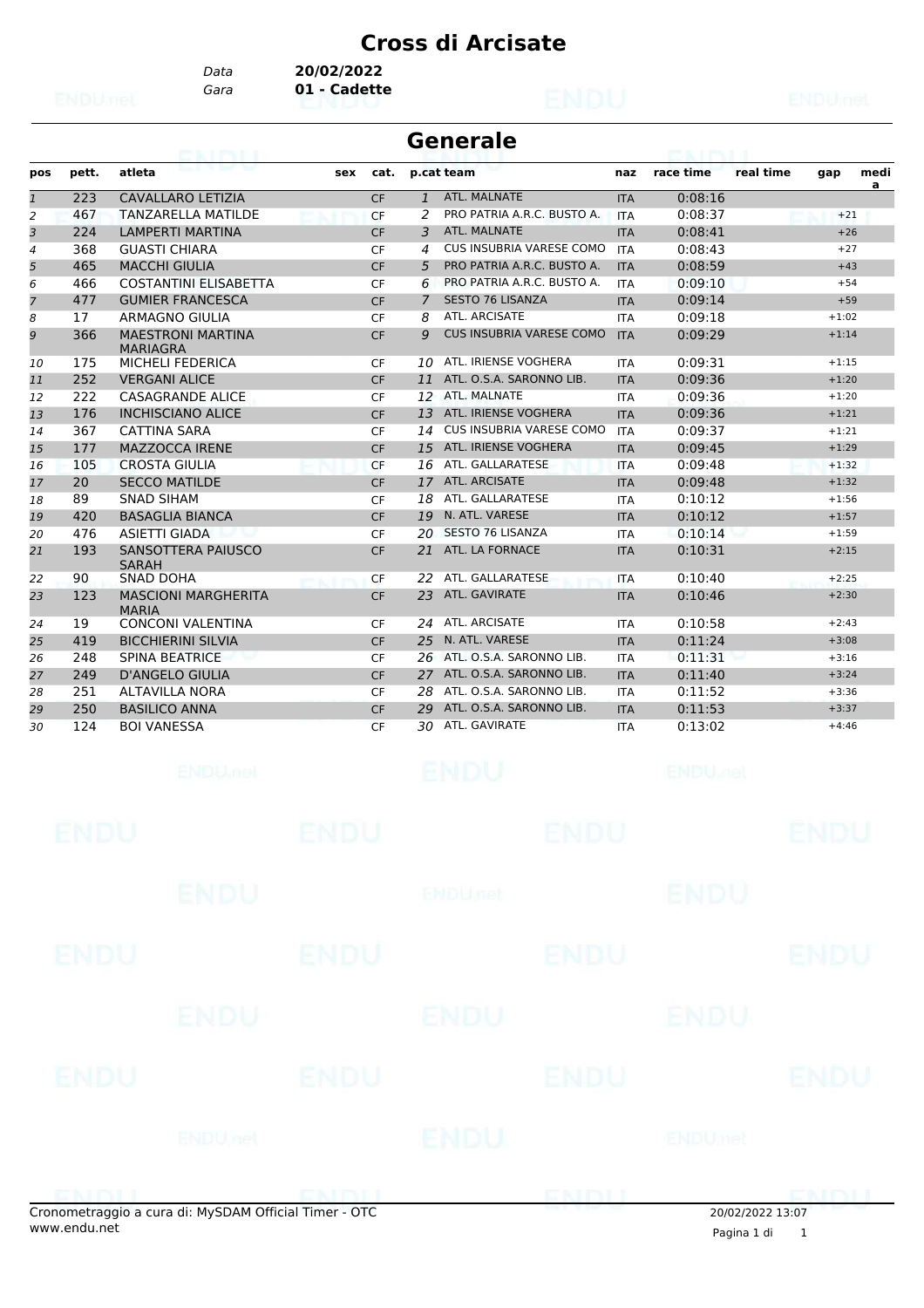# Cross di Arcisate

Data **20/02/2022**
Gara **01 - Cadette**

## Generale

| pos | pett. | atleta | sex | cat. | p.cat | team | naz | race time | real time | gap | medi a |
|---|---|---|---|---|---|---|---|---|---|---|---|
| 1 | 223 | CAVALLARO LETIZIA | | CF | 1 | ATL. MALNATE | ITA | 0:08:16 | | | |
| 2 | 467 | TANZARELLA MATILDE | | CF | 2 | PRO PATRIA A.R.C. BUSTO A. | ITA | 0:08:37 | | +21 | |
| 3 | 224 | LAMPERTI MARTINA | | CF | 3 | ATL. MALNATE | ITA | 0:08:41 | | +26 | |
| 4 | 368 | GUASTI CHIARA | | CF | 4 | CUS INSUBRIA VARESE COMO | ITA | 0:08:43 | | +27 | |
| 5 | 465 | MACCHI GIULIA | | CF | 5 | PRO PATRIA A.R.C. BUSTO A. | ITA | 0:08:59 | | +43 | |
| 6 | 466 | COSTANTINI ELISABETTA | | CF | 6 | PRO PATRIA A.R.C. BUSTO A. | ITA | 0:09:10 | | +54 | |
| 7 | 477 | GUMIER FRANCESCA | | CF | 7 | SESTO 76 LISANZA | ITA | 0:09:14 | | +59 | |
| 8 | 17 | ARMAGNO GIULIA | | CF | 8 | ATL. ARCISATE | ITA | 0:09:18 | | +1:02 | |
| 9 | 366 | MAESTRONI MARTINA MARIAGRA | | CF | 9 | CUS INSUBRIA VARESE COMO | ITA | 0:09:29 | | +1:14 | |
| 10 | 175 | MICHELI FEDERICA | | CF | 10 | ATL. IRIENSE VOGHERA | ITA | 0:09:31 | | +1:15 | |
| 11 | 252 | VERGANI ALICE | | CF | 11 | ATL. O.S.A. SARONNO LIB. | ITA | 0:09:36 | | +1:20 | |
| 12 | 222 | CASAGRANDE ALICE | | CF | 12 | ATL. MALNATE | ITA | 0:09:36 | | +1:20 | |
| 13 | 176 | INCHISCIANO ALICE | | CF | 13 | ATL. IRIENSE VOGHERA | ITA | 0:09:36 | | +1:21 | |
| 14 | 367 | CATTINA SARA | | CF | 14 | CUS INSUBRIA VARESE COMO | ITA | 0:09:37 | | +1:21 | |
| 15 | 177 | MAZZOCCA IRENE | | CF | 15 | ATL. IRIENSE VOGHERA | ITA | 0:09:45 | | +1:29 | |
| 16 | 105 | CROSTA GIULIA | | CF | 16 | ATL. GALLARATESE | ITA | 0:09:48 | | +1:32 | |
| 17 | 20 | SECCO MATILDE | | CF | 17 | ATL. ARCISATE | ITA | 0:09:48 | | +1:32 | |
| 18 | 89 | SNAD SIHAM | | CF | 18 | ATL. GALLARATESE | ITA | 0:10:12 | | +1:56 | |
| 19 | 420 | BASAGLIA BIANCA | | CF | 19 | N. ATL. VARESE | ITA | 0:10:12 | | +1:57 | |
| 20 | 476 | ASIETTI GIADA | | CF | 20 | SESTO 76 LISANZA | ITA | 0:10:14 | | +1:59 | |
| 21 | 193 | SANSOTTERA PAIUSCO SARAH | | CF | 21 | ATL. LA FORNACE | ITA | 0:10:31 | | +2:15 | |
| 22 | 90 | SNAD DOHA | | CF | 22 | ATL. GALLARATESE | ITA | 0:10:40 | | +2:25 | |
| 23 | 123 | MASCIONI MARGHERITA MARIA | | CF | 23 | ATL. GAVIRATE | ITA | 0:10:46 | | +2:30 | |
| 24 | 19 | CONCONI VALENTINA | | CF | 24 | ATL. ARCISATE | ITA | 0:10:58 | | +2:43 | |
| 25 | 419 | BICCHIERINI SILVIA | | CF | 25 | N. ATL. VARESE | ITA | 0:11:24 | | +3:08 | |
| 26 | 248 | SPINA BEATRICE | | CF | 26 | ATL. O.S.A. SARONNO LIB. | ITA | 0:11:31 | | +3:16 | |
| 27 | 249 | D'ANGELO GIULIA | | CF | 27 | ATL. O.S.A. SARONNO LIB. | ITA | 0:11:40 | | +3:24 | |
| 28 | 251 | ALTAVILLA NORA | | CF | 28 | ATL. O.S.A. SARONNO LIB. | ITA | 0:11:52 | | +3:36 | |
| 29 | 250 | BASILICO ANNA | | CF | 29 | ATL. O.S.A. SARONNO LIB. | ITA | 0:11:53 | | +3:37 | |
| 30 | 124 | BOI VANESSA | | CF | 30 | ATL. GAVIRATE | ITA | 0:13:02 | | +4:46 | |

Cronometraggio a cura di: MySDAM Official Timer - OTC
www.endu.net

20/02/2022 13:07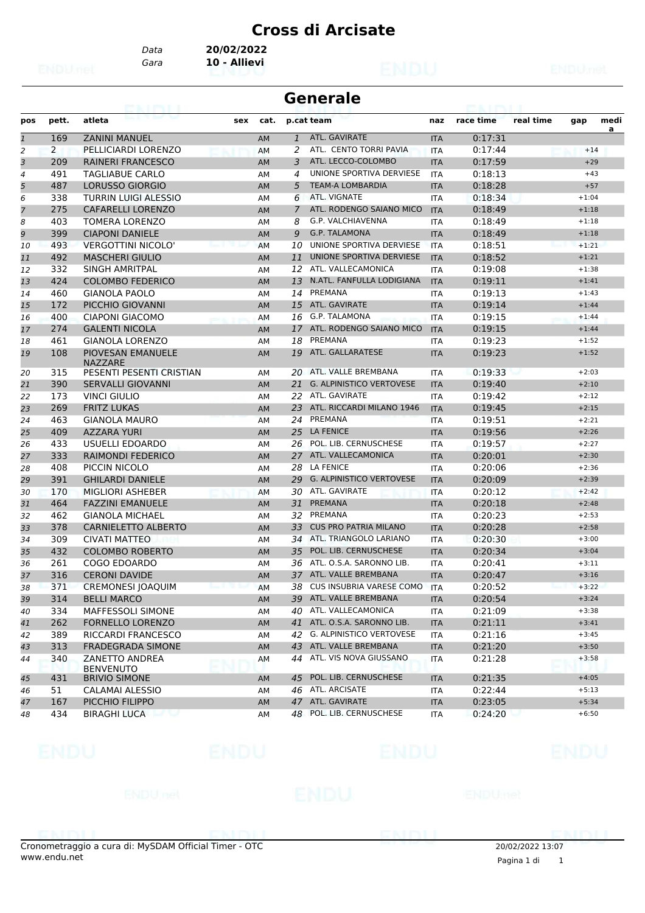# Cross di Arcisate

Data **20/02/2022**
Gara **10 - Allievi**

## Generale

| pos | pett. | atleta | sex | cat. | p.cat | team | naz | race time | real time | gap | media |
|---|---|---|---|---|---|---|---|---|---|---|---|
| 1 | 169 | ZANINI MANUEL | | AM | 1 | ATL. GAVIRATE | ITA | 0:17:31 | | | |
| 2 | 2 | PELLICIARDI LORENZO | | AM | 2 | ATL. CENTO TORRI PAVIA | ITA | 0:17:44 | | +14 | |
| 3 | 209 | RAINERI FRANCESCO | | AM | 3 | ATL. LECCO-COLOMBO | ITA | 0:17:59 | | +29 | |
| 4 | 491 | TAGLIABUE CARLO | | AM | 4 | UNIONE SPORTIVA DERVIESE | ITA | 0:18:13 | | +43 | |
| 5 | 487 | LORUSSO GIORGIO | | AM | 5 | TEAM-A LOMBARDIA | ITA | 0:18:28 | | +57 | |
| 6 | 338 | TURRIN LUIGI ALESSIO | | AM | 6 | ATL. VIGNATE | ITA | 0:18:34 | | +1:04 | |
| 7 | 275 | CAFARELLI LORENZO | | AM | 7 | ATL. RODENGO SAIANO MICO | ITA | 0:18:49 | | +1:18 | |
| 8 | 403 | TOMERA LORENZO | | AM | 8 | G.P. VALCHIAVENNA | ITA | 0:18:49 | | +1:18 | |
| 9 | 399 | CIAPONI DANIELE | | AM | 9 | G.P. TALAMONA | ITA | 0:18:49 | | +1:18 | |
| 10 | 493 | VERGOTTINI NICOLO' | | AM | 10 | UNIONE SPORTIVA DERVIESE | ITA | 0:18:51 | | +1:21 | |
| 11 | 492 | MASCHERI GIULIO | | AM | 11 | UNIONE SPORTIVA DERVIESE | ITA | 0:18:52 | | +1:21 | |
| 12 | 332 | SINGH AMRITPAL | | AM | 12 | ATL. VALLECAMONICA | ITA | 0:19:08 | | +1:38 | |
| 13 | 424 | COLOMBO FEDERICO | | AM | 13 | N.ATL. FANFULLA LODIGIANA | ITA | 0:19:11 | | +1:41 | |
| 14 | 460 | GIANOLA PAOLO | | AM | 14 | PREMANA | ITA | 0:19:13 | | +1:43 | |
| 15 | 172 | PICCHIO GIOVANNI | | AM | 15 | ATL. GAVIRATE | ITA | 0:19:14 | | +1:44 | |
| 16 | 400 | CIAPONI GIACOMO | | AM | 16 | G.P. TALAMONA | ITA | 0:19:15 | | +1:44 | |
| 17 | 274 | GALENTI NICOLA | | AM | 17 | ATL. RODENGO SAIANO MICO | ITA | 0:19:15 | | +1:44 | |
| 18 | 461 | GIANOLA LORENZO | | AM | 18 | PREMANA | ITA | 0:19:23 | | +1:52 | |
| 19 | 108 | PIOVESAN EMANUELE NAZZARE | | AM | 19 | ATL. GALLARATESE | ITA | 0:19:23 | | +1:52 | |
| 20 | 315 | PESENTI PESENTI CRISTIAN | | AM | 20 | ATL. VALLE BREMBANA | ITA | 0:19:33 | | +2:03 | |
| 21 | 390 | SERVALLI GIOVANNI | | AM | 21 | G. ALPINISTICO VERTOVESE | ITA | 0:19:40 | | +2:10 | |
| 22 | 173 | VINCI GIULIO | | AM | 22 | ATL. GAVIRATE | ITA | 0:19:42 | | +2:12 | |
| 23 | 269 | FRITZ LUKAS | | AM | 23 | ATL. RICCARDI MILANO 1946 | ITA | 0:19:45 | | +2:15 | |
| 24 | 463 | GIANOLA MAURO | | AM | 24 | PREMANA | ITA | 0:19:51 | | +2:21 | |
| 25 | 409 | AZZARA YURI | | AM | 25 | LA FENICE | ITA | 0:19:56 | | +2:26 | |
| 26 | 433 | USUELLI EDOARDO | | AM | 26 | POL. LIB. CERNUSCHESE | ITA | 0:19:57 | | +2:27 | |
| 27 | 333 | RAIMONDI FEDERICO | | AM | 27 | ATL. VALLECAMONICA | ITA | 0:20:01 | | +2:30 | |
| 28 | 408 | PICCIN NICOLO | | AM | 28 | LA FENICE | ITA | 0:20:06 | | +2:36 | |
| 29 | 391 | GHILARDI DANIELE | | AM | 29 | G. ALPINISTICO VERTOVESE | ITA | 0:20:09 | | +2:39 | |
| 30 | 170 | MIGLIORI ASHEBER | | AM | 30 | ATL. GAVIRATE | ITA | 0:20:12 | | +2:42 | |
| 31 | 464 | FAZZINI EMANUELE | | AM | 31 | PREMANA | ITA | 0:20:18 | | +2:48 | |
| 32 | 462 | GIANOLA MICHAEL | | AM | 32 | PREMANA | ITA | 0:20:23 | | +2:53 | |
| 33 | 378 | CARNIELETTO ALBERTO | | AM | 33 | CUS PRO PATRIA MILANO | ITA | 0:20:28 | | +2:58 | |
| 34 | 309 | CIVATI MATTEO | | AM | 34 | ATL. TRIANGOLO LARIANO | ITA | 0:20:30 | | +3:00 | |
| 35 | 432 | COLOMBO ROBERTO | | AM | 35 | POL. LIB. CERNUSCHESE | ITA | 0:20:34 | | +3:04 | |
| 36 | 261 | COGO EDOARDO | | AM | 36 | ATL. O.S.A. SARONNO LIB. | ITA | 0:20:41 | | +3:11 | |
| 37 | 316 | CERONI DAVIDE | | AM | 37 | ATL. VALLE BREMBANA | ITA | 0:20:47 | | +3:16 | |
| 38 | 371 | CREMONESI JOAQUIM | | AM | 38 | CUS INSUBRIA VARESE COMO | ITA | 0:20:52 | | +3:22 | |
| 39 | 314 | BELLI MARCO | | AM | 39 | ATL. VALLE BREMBANA | ITA | 0:20:54 | | +3:24 | |
| 40 | 334 | MAFFESSOLI SIMONE | | AM | 40 | ATL. VALLECAMONICA | ITA | 0:21:09 | | +3:38 | |
| 41 | 262 | FORNELLO LORENZO | | AM | 41 | ATL. O.S.A. SARONNO LIB. | ITA | 0:21:11 | | +3:41 | |
| 42 | 389 | RICCARDI FRANCESCO | | AM | 42 | G. ALPINISTICO VERTOVESE | ITA | 0:21:16 | | +3:45 | |
| 43 | 313 | FRADEGRADA SIMONE | | AM | 43 | ATL. VALLE BREMBANA | ITA | 0:21:20 | | +3:50 | |
| 44 | 340 | ZANETTO ANDREA BENVENUTO | | AM | 44 | ATL. VIS NOVA GIUSSANO | ITA | 0:21:28 | | +3:58 | |
| 45 | 431 | BRIVIO SIMONE | | AM | 45 | POL. LIB. CERNUSCHESE | ITA | 0:21:35 | | +4:05 | |
| 46 | 51 | CALAMAI ALESSIO | | AM | 46 | ATL. ARCISATE | ITA | 0:22:44 | | +5:13 | |
| 47 | 167 | PICCHIO FILIPPO | | AM | 47 | ATL. GAVIRATE | ITA | 0:23:05 | | +5:34 | |
| 48 | 434 | BIRAGHI LUCA | | AM | 48 | POL. LIB. CERNUSCHESE | ITA | 0:24:20 | | +6:50 | |

Cronometraggio a cura di: MySDAM Official Timer - OTC
www.endu.net

20/02/2022 13:07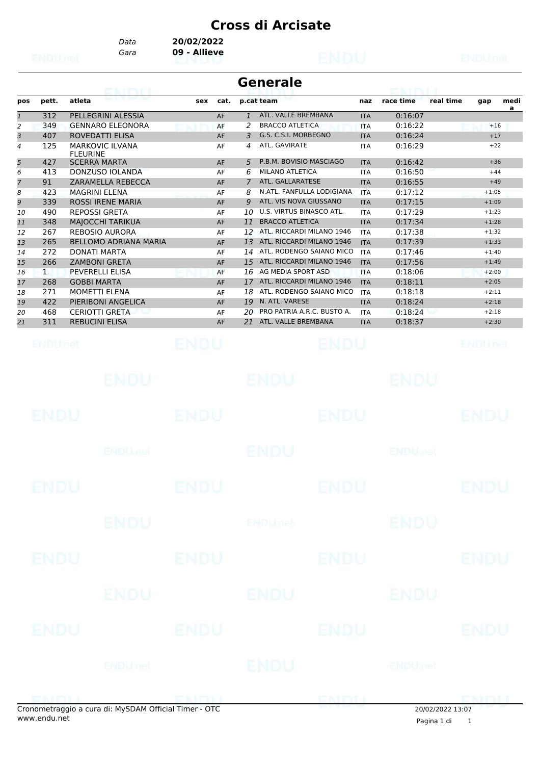# Cross di Arcisate

*Data* **20/02/2022**
*Gara* **09 - Allieve**

## Generale

| pos | pett. | atleta | sex | cat. | p.cat | team | naz | race time | real time | gap | media |
|---|---|---|---|---|---|---|---|---|---|---|---|
| 1 | 312 | PELLEGRINI ALESSIA | | AF | 1 | ATL. VALLE BREMBANA | ITA | 0:16:07 | | | |
| 2 | 349 | GENNARO ELEONORA | | AF | 2 | BRACCO ATLETICA | ITA | 0:16:22 | | +16 | |
| 3 | 407 | ROVEDATTI ELISA | | AF | 3 | G.S. C.S.I. MORBEGNO | ITA | 0:16:24 | | +17 | |
| 4 | 125 | MARKOVIC ILVANA FLEURINE | | AF | 4 | ATL. GAVIRATE | ITA | 0:16:29 | | +22 | |
| 5 | 427 | SCERRA MARTA | | AF | 5 | P.B.M. BOVISIO MASCIAGO | ITA | 0:16:42 | | +36 | |
| 6 | 413 | DONZUSO IOLANDA | | AF | 6 | MILANO ATLETICA | ITA | 0:16:50 | | +44 | |
| 7 | 91 | ZARAMELLA REBECCA | | AF | 7 | ATL. GALLARATESE | ITA | 0:16:55 | | +49 | |
| 8 | 423 | MAGRINI ELENA | | AF | 8 | N.ATL. FANFULLA LODIGIANA | ITA | 0:17:12 | | +1:05 | |
| 9 | 339 | ROSSI IRENE MARIA | | AF | 9 | ATL. VIS NOVA GIUSSANO | ITA | 0:17:15 | | +1:09 | |
| 10 | 490 | REPOSSI GRETA | | AF | 10 | U.S. VIRTUS BINASCO ATL. | ITA | 0:17:29 | | +1:23 | |
| 11 | 348 | MAJOCCHI TARIKUA | | AF | 11 | BRACCO ATLETICA | ITA | 0:17:34 | | +1:28 | |
| 12 | 267 | REBOSIO AURORA | | AF | 12 | ATL. RICCARDI MILANO 1946 | ITA | 0:17:38 | | +1:32 | |
| 13 | 265 | BELLOMO ADRIANA MARIA | | AF | 13 | ATL. RICCARDI MILANO 1946 | ITA | 0:17:39 | | +1:33 | |
| 14 | 272 | DONATI MARTA | | AF | 14 | ATL. RODENGO SAIANO MICO | ITA | 0:17:46 | | +1:40 | |
| 15 | 266 | ZAMBONI GRETA | | AF | 15 | ATL. RICCARDI MILANO 1946 | ITA | 0:17:56 | | +1:49 | |
| 16 | 1 | PEVERELLI ELISA | | AF | 16 | AG MEDIA SPORT ASD | ITA | 0:18:06 | | +2:00 | |
| 17 | 268 | GOBBI MARTA | | AF | 17 | ATL. RICCARDI MILANO 1946 | ITA | 0:18:11 | | +2:05 | |
| 18 | 271 | MOMETTI ELENA | | AF | 18 | ATL. RODENGO SAIANO MICO | ITA | 0:18:18 | | +2:11 | |
| 19 | 422 | PIERIBONI ANGELICA | | AF | 19 | N. ATL. VARESE | ITA | 0:18:24 | | +2:18 | |
| 20 | 468 | CERIOTTI GRETA | | AF | 20 | PRO PATRIA A.R.C. BUSTO A. | ITA | 0:18:24 | | +2:18 | |
| 21 | 311 | REBUCINI ELISA | | AF | 21 | ATL. VALLE BREMBANA | ITA | 0:18:37 | | +2:30 | |

Cronometraggio a cura di: MySDAM Official Timer - OTC
www.endu.net

20/02/2022 13:07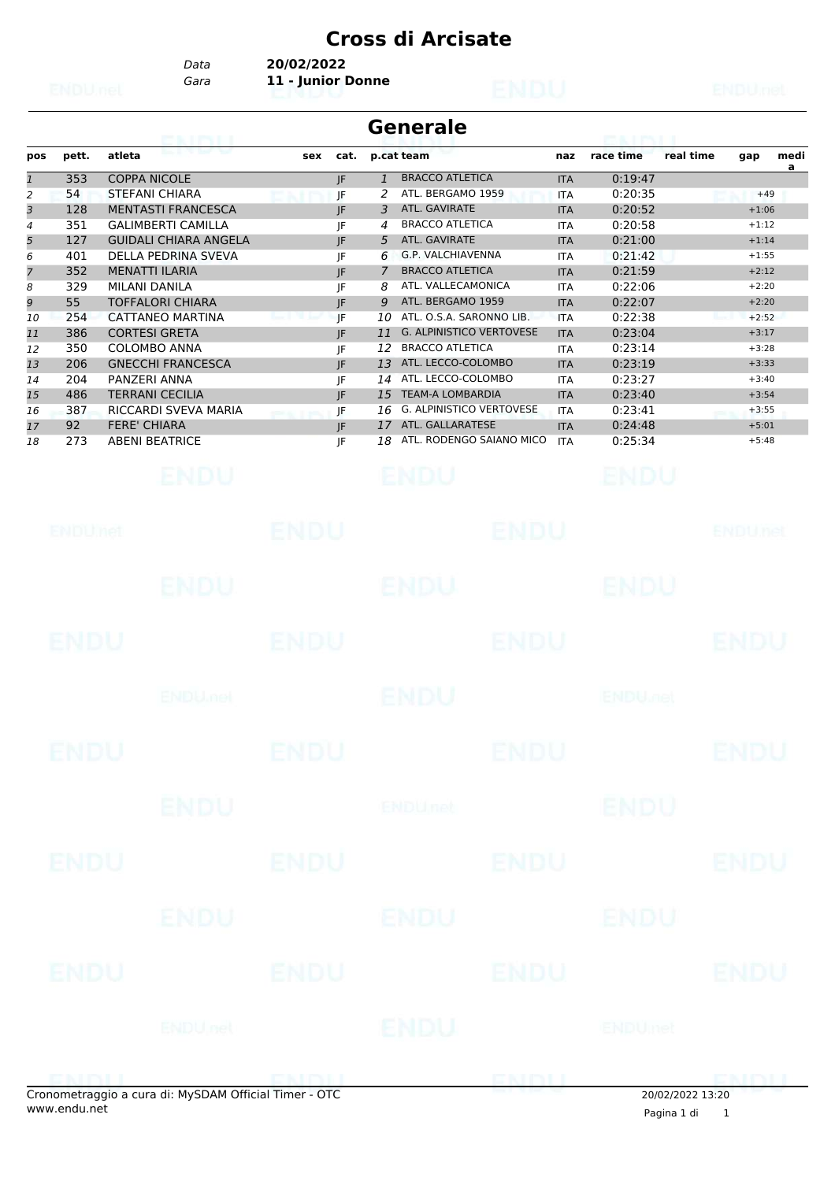# Cross di Arcisate

*Data* **20/02/2022**
*Gara* **11 - Junior Donne**

## Generale

| pos | pett. | atleta | sex | cat. | p.cat | team | naz | race time | real time | gap | media |
|---|---|---|---|---|---|---|---|---|---|---|---|
| 1 | 353 | COPPA NICOLE | | JF | 1 | BRACCO ATLETICA | ITA | 0:19:47 | | | |
| 2 | 54 | STEFANI CHIARA | | JF | 2 | ATL. BERGAMO 1959 | ITA | 0:20:35 | | +49 | |
| 3 | 128 | MENTASTI FRANCESCA | | JF | 3 | ATL. GAVIRATE | ITA | 0:20:52 | | +1:06 | |
| 4 | 351 | GALIMBERTI CAMILLA | | JF | 4 | BRACCO ATLETICA | ITA | 0:20:58 | | +1:12 | |
| 5 | 127 | GUIDALI CHIARA ANGELA | | JF | 5 | ATL. GAVIRATE | ITA | 0:21:00 | | +1:14 | |
| 6 | 401 | DELLA PEDRINA SVEVA | | JF | 6 | G.P. VALCHIAVENNA | ITA | 0:21:42 | | +1:55 | |
| 7 | 352 | MENATTI ILARIA | | JF | 7 | BRACCO ATLETICA | ITA | 0:21:59 | | +2:12 | |
| 8 | 329 | MILANI DANILA | | JF | 8 | ATL. VALLECAMONICA | ITA | 0:22:06 | | +2:20 | |
| 9 | 55 | TOFFALORI CHIARA | | JF | 9 | ATL. BERGAMO 1959 | ITA | 0:22:07 | | +2:20 | |
| 10 | 254 | CATTANEO MARTINA | | JF | 10 | ATL. O.S.A. SARONNO LIB. | ITA | 0:22:38 | | +2:52 | |
| 11 | 386 | CORTESI GRETA | | JF | 11 | G. ALPINISTICO VERTOVESE | ITA | 0:23:04 | | +3:17 | |
| 12 | 350 | COLOMBO ANNA | | JF | 12 | BRACCO ATLETICA | ITA | 0:23:14 | | +3:28 | |
| 13 | 206 | GNECCHI FRANCESCA | | JF | 13 | ATL. LECCO-COLOMBO | ITA | 0:23:19 | | +3:33 | |
| 14 | 204 | PANZERI ANNA | | JF | 14 | ATL. LECCO-COLOMBO | ITA | 0:23:27 | | +3:40 | |
| 15 | 486 | TERRANI CECILIA | | JF | 15 | TEAM-A LOMBARDIA | ITA | 0:23:40 | | +3:54 | |
| 16 | 387 | RICCARDI SVEVA MARIA | | JF | 16 | G. ALPINISTICO VERTOVESE | ITA | 0:23:41 | | +3:55 | |
| 17 | 92 | FERE' CHIARA | | JF | 17 | ATL. GALLARATESE | ITA | 0:24:48 | | +5:01 | |
| 18 | 273 | ABENI BEATRICE | | JF | 18 | ATL. RODENGO SAIANO MICO | ITA | 0:25:34 | | +5:48 | |

Cronometraggio a cura di: MySDAM Official Timer - OTC
www.endu.net

20/02/2022 13:20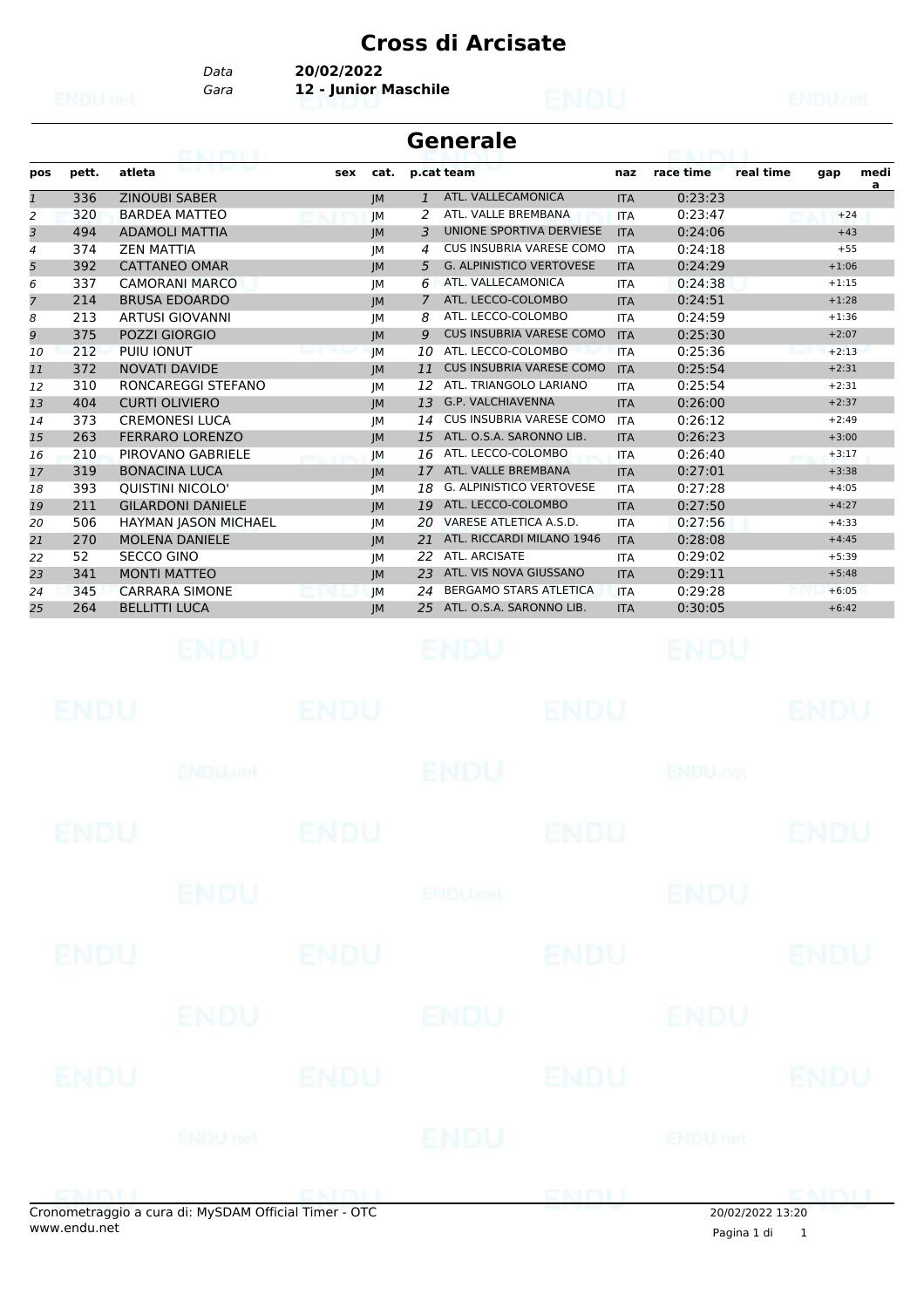# Cross di Arcisate

*Data* **20/02/2022**
*Gara* **12 - Junior Maschile**

## Generale

| pos | pett. | atleta | sex | cat. | p.cat | team | naz | race time | real time | gap | media |
|---|---|---|---|---|---|---|---|---|---|---|---|
| 1 | 336 | ZINOUBI SABER | | JM | 1 | ATL. VALLECAMONICA | ITA | 0:23:23 | | | |
| 2 | 320 | BARDEA MATTEO | | JM | 2 | ATL. VALLE BREMBANA | ITA | 0:23:47 | | +24 | |
| 3 | 494 | ADAMOLI MATTIA | | JM | 3 | UNIONE SPORTIVA DERVIESE | ITA | 0:24:06 | | +43 | |
| 4 | 374 | ZEN MATTIA | | JM | 4 | CUS INSUBRIA VARESE COMO | ITA | 0:24:18 | | +55 | |
| 5 | 392 | CATTANEO OMAR | | JM | 5 | G. ALPINISTICO VERTOVESE | ITA | 0:24:29 | | +1:06 | |
| 6 | 337 | CAMORANI MARCO | | JM | 6 | ATL. VALLECAMONICA | ITA | 0:24:38 | | +1:15 | |
| 7 | 214 | BRUSA EDOARDO | | JM | 7 | ATL. LECCO-COLOMBO | ITA | 0:24:51 | | +1:28 | |
| 8 | 213 | ARTUSI GIOVANNI | | JM | 8 | ATL. LECCO-COLOMBO | ITA | 0:24:59 | | +1:36 | |
| 9 | 375 | POZZI GIORGIO | | JM | 9 | CUS INSUBRIA VARESE COMO | ITA | 0:25:30 | | +2:07 | |
| 10 | 212 | PUIU IONUT | | JM | 10 | ATL. LECCO-COLOMBO | ITA | 0:25:36 | | +2:13 | |
| 11 | 372 | NOVATI DAVIDE | | JM | 11 | CUS INSUBRIA VARESE COMO | ITA | 0:25:54 | | +2:31 | |
| 12 | 310 | RONCAREGGI STEFANO | | JM | 12 | ATL. TRIANGOLO LARIANO | ITA | 0:25:54 | | +2:31 | |
| 13 | 404 | CURTI OLIVIERO | | JM | 13 | G.P. VALCHIAVENNA | ITA | 0:26:00 | | +2:37 | |
| 14 | 373 | CREMONESI LUCA | | JM | 14 | CUS INSUBRIA VARESE COMO | ITA | 0:26:12 | | +2:49 | |
| 15 | 263 | FERRARO LORENZO | | JM | 15 | ATL. O.S.A. SARONNO LIB. | ITA | 0:26:23 | | +3:00 | |
| 16 | 210 | PIROVANO GABRIELE | | JM | 16 | ATL. LECCO-COLOMBO | ITA | 0:26:40 | | +3:17 | |
| 17 | 319 | BONACINA LUCA | | JM | 17 | ATL. VALLE BREMBANA | ITA | 0:27:01 | | +3:38 | |
| 18 | 393 | QUISTINI NICOLO' | | JM | 18 | G. ALPINISTICO VERTOVESE | ITA | 0:27:28 | | +4:05 | |
| 19 | 211 | GILARDONI DANIELE | | JM | 19 | ATL. LECCO-COLOMBO | ITA | 0:27:50 | | +4:27 | |
| 20 | 506 | HAYMAN JASON MICHAEL | | JM | 20 | VARESE ATLETICA A.S.D. | ITA | 0:27:56 | | +4:33 | |
| 21 | 270 | MOLENA DANIELE | | JM | 21 | ATL. RICCARDI MILANO 1946 | ITA | 0:28:08 | | +4:45 | |
| 22 | 52 | SECCO GINO | | JM | 22 | ATL. ARCISATE | ITA | 0:29:02 | | +5:39 | |
| 23 | 341 | MONTI MATTEO | | JM | 23 | ATL. VIS NOVA GIUSSANO | ITA | 0:29:11 | | +5:48 | |
| 24 | 345 | CARRARA SIMONE | | JM | 24 | BERGAMO STARS ATLETICA | ITA | 0:29:28 | | +6:05 | |
| 25 | 264 | BELLITTI LUCA | | JM | 25 | ATL. O.S.A. SARONNO LIB. | ITA | 0:30:05 | | +6:42 | |

Cronometraggio a cura di: MySDAM Official Timer - OTC
www.endu.net

20/02/2022 13:20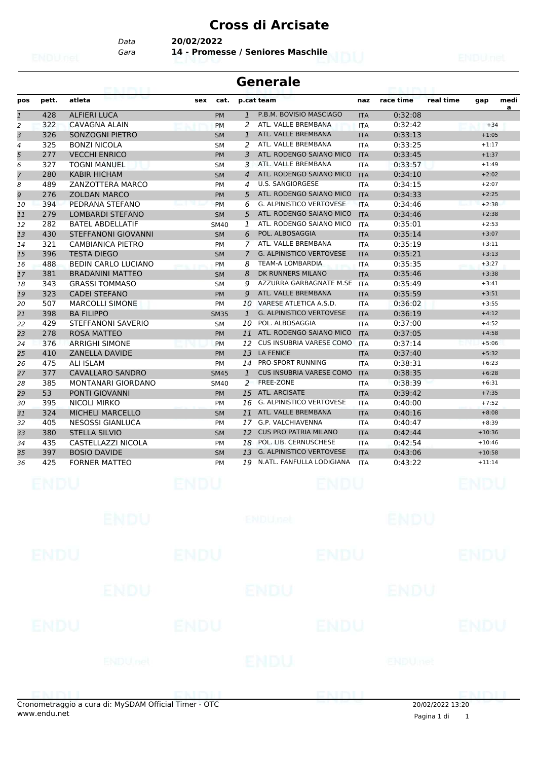# Cross di Arcisate

*Data* **20/02/2022**
*Gara* **14 - Promesse / Seniores Maschile**

## Generale

| pos | pett. | atleta | sex | cat. | p.cat | team | naz | race time | real time | gap | media |
|---|---|---|---|---|---|---|---|---|---|---|---|
| 1 | 428 | ALFIERI LUCA | | PM | 1 | P.B.M. BOVISIO MASCIAGO | ITA | 0:32:08 | | | |
| 2 | 322 | CAVAGNA ALAIN | | PM | 2 | ATL. VALLE BREMBANA | ITA | 0:32:42 | | +34 | |
| 3 | 326 | SONZOGNI PIETRO | | SM | 1 | ATL. VALLE BREMBANA | ITA | 0:33:13 | | +1:05 | |
| 4 | 325 | BONZI NICOLA | | SM | 2 | ATL. VALLE BREMBANA | ITA | 0:33:25 | | +1:17 | |
| 5 | 277 | VECCHI ENRICO | | PM | 3 | ATL. RODENGO SAIANO MICO | ITA | 0:33:45 | | +1:37 | |
| 6 | 327 | TOGNI MANUEL | | SM | 3 | ATL. VALLE BREMBANA | ITA | 0:33:57 | | +1:49 | |
| 7 | 280 | KABIR HICHAM | | SM | 4 | ATL. RODENGO SAIANO MICO | ITA | 0:34:10 | | +2:02 | |
| 8 | 489 | ZANZOTTERA MARCO | | PM | 4 | U.S. SANGIORGESE | ITA | 0:34:15 | | +2:07 | |
| 9 | 276 | ZOLDAN MARCO | | PM | 5 | ATL. RODENGO SAIANO MICO | ITA | 0:34:33 | | +2:25 | |
| 10 | 394 | PEDRANA STEFANO | | PM | 6 | G. ALPINISTICO VERTOVESE | ITA | 0:34:46 | | +2:38 | |
| 11 | 279 | LOMBARDI STEFANO | | SM | 5 | ATL. RODENGO SAIANO MICO | ITA | 0:34:46 | | +2:38 | |
| 12 | 282 | BATEL ABDELLATIF | | SM40 | 1 | ATL. RODENGO SAIANO MICO | ITA | 0:35:01 | | +2:53 | |
| 13 | 430 | STEFFANONI GIOVANNI | | SM | 6 | POL. ALBOSAGGIA | ITA | 0:35:14 | | +3:07 | |
| 14 | 321 | CAMBIANICA PIETRO | | PM | 7 | ATL. VALLE BREMBANA | ITA | 0:35:19 | | +3:11 | |
| 15 | 396 | TESTA DIEGO | | SM | 7 | G. ALPINISTICO VERTOVESE | ITA | 0:35:21 | | +3:13 | |
| 16 | 488 | BEDIN CARLO LUCIANO | | PM | 8 | TEAM-A LOMBARDIA | ITA | 0:35:35 | | +3:27 | |
| 17 | 381 | BRADANINI MATTEO | | SM | 8 | DK RUNNERS MILANO | ITA | 0:35:46 | | +3:38 | |
| 18 | 343 | GRASSI TOMMASO | | SM | 9 | AZZURRA GARBAGNATE M.SE | ITA | 0:35:49 | | +3:41 | |
| 19 | 323 | CADEI STEFANO | | PM | 9 | ATL. VALLE BREMBANA | ITA | 0:35:59 | | +3:51 | |
| 20 | 507 | MARCOLLI SIMONE | | PM | 10 | VARESE ATLETICA A.S.D. | ITA | 0:36:02 | | +3:55 | |
| 21 | 398 | BA FILIPPO | | SM35 | 1 | G. ALPINISTICO VERTOVESE | ITA | 0:36:19 | | +4:12 | |
| 22 | 429 | STEFFANONI SAVERIO | | SM | 10 | POL. ALBOSAGGIA | ITA | 0:37:00 | | +4:52 | |
| 23 | 278 | ROSA MATTEO | | PM | 11 | ATL. RODENGO SAIANO MICO | ITA | 0:37:05 | | +4:58 | |
| 24 | 376 | ARRIGHI SIMONE | | PM | 12 | CUS INSUBRIA VARESE COMO | ITA | 0:37:14 | | +5:06 | |
| 25 | 410 | ZANELLA DAVIDE | | PM | 13 | LA FENICE | ITA | 0:37:40 | | +5:32 | |
| 26 | 475 | ALI ISLAM | | PM | 14 | PRO-SPORT RUNNING | ITA | 0:38:31 | | +6:23 | |
| 27 | 377 | CAVALLARO SANDRO | | SM45 | 1 | CUS INSUBRIA VARESE COMO | ITA | 0:38:35 | | +6:28 | |
| 28 | 385 | MONTANARI GIORDANO | | SM40 | 2 | FREE-ZONE | ITA | 0:38:39 | | +6:31 | |
| 29 | 53 | PONTI GIOVANNI | | PM | 15 | ATL. ARCISATE | ITA | 0:39:42 | | +7:35 | |
| 30 | 395 | NICOLI MIRKO | | PM | 16 | G. ALPINISTICO VERTOVESE | ITA | 0:40:00 | | +7:52 | |
| 31 | 324 | MICHELI MARCELLO | | SM | 11 | ATL. VALLE BREMBANA | ITA | 0:40:16 | | +8:08 | |
| 32 | 405 | NESOSSI GIANLUCA | | PM | 17 | G.P. VALCHIAVENNA | ITA | 0:40:47 | | +8:39 | |
| 33 | 380 | STELLA SILVIO | | SM | 12 | CUS PRO PATRIA MILANO | ITA | 0:42:44 | | +10:36 | |
| 34 | 435 | CASTELLAZZI NICOLA | | PM | 18 | POL. LIB. CERNUSCHESE | ITA | 0:42:54 | | +10:46 | |
| 35 | 397 | BOSIO DAVIDE | | SM | 13 | G. ALPINISTICO VERTOVESE | ITA | 0:43:06 | | +10:58 | |
| 36 | 425 | FORNER MATTEO | | PM | 19 | N.ATL. FANFULLA LODIGIANA | ITA | 0:43:22 | | +11:14 | |

Cronometraggio a cura di: MySDAM Official Timer - OTC
www.endu.net

20/02/2022 13:20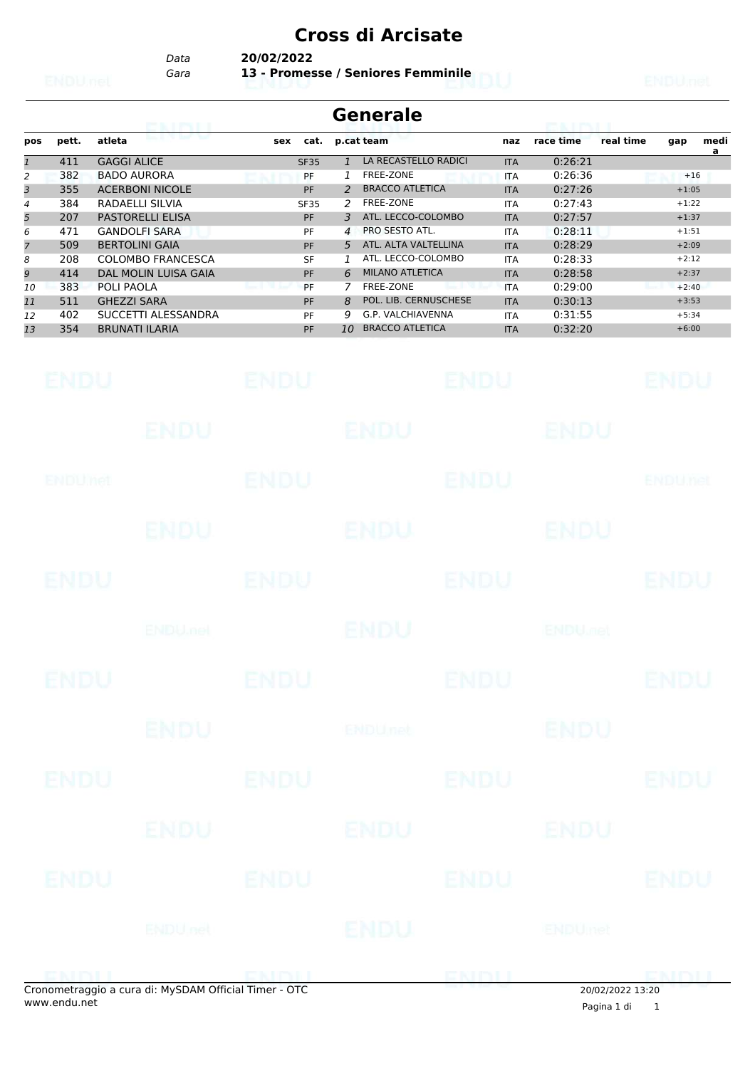# Cross di Arcisate

*Data* **20/02/2022**
*Gara* **13 - Promesse / Seniores Femminile**

## Generale

| pos | pett. | atleta | sex | cat. | p.cat | team | naz | race time | real time | gap | media |
|---|---|---|---|---|---|---|---|---|---|---|---|
| 1 | 411 | GAGGI ALICE | | SF35 | 1 | LA RECASTELLO RADICI | ITA | 0:26:21 | | | |
| 2 | 382 | BADO AURORA | | PF | 1 | FREE-ZONE | ITA | 0:26:36 | | +16 | |
| 3 | 355 | ACERBONI NICOLE | | PF | 2 | BRACCO ATLETICA | ITA | 0:27:26 | | +1:05 | |
| 4 | 384 | RADAELLI SILVIA | | SF35 | 2 | FREE-ZONE | ITA | 0:27:43 | | +1:22 | |
| 5 | 207 | PASTORELLI ELISA | | PF | 3 | ATL. LECCO-COLOMBO | ITA | 0:27:57 | | +1:37 | |
| 6 | 471 | GANDOLFI SARA | | PF | 4 | PRO SESTO ATL. | ITA | 0:28:11 | | +1:51 | |
| 7 | 509 | BERTOLINI GAIA | | PF | 5 | ATL. ALTA VALTELLINA | ITA | 0:28:29 | | +2:09 | |
| 8 | 208 | COLOMBO FRANCESCA | | SF | 1 | ATL. LECCO-COLOMBO | ITA | 0:28:33 | | +2:12 | |
| 9 | 414 | DAL MOLIN LUISA GAIA | | PF | 6 | MILANO ATLETICA | ITA | 0:28:58 | | +2:37 | |
| 10 | 383 | POLI PAOLA | | PF | 7 | FREE-ZONE | ITA | 0:29:00 | | +2:40 | |
| 11 | 511 | GHEZZI SARA | | PF | 8 | POL. LIB. CERNUSCHESE | ITA | 0:30:13 | | +3:53 | |
| 12 | 402 | SUCCETTI ALESSANDRA | | PF | 9 | G.P. VALCHIAVENNA | ITA | 0:31:55 | | +5:34 | |
| 13 | 354 | BRUNATI ILARIA | | PF | 10 | BRACCO ATLETICA | ITA | 0:32:20 | | +6:00 | |

Cronometraggio a cura di: MySDAM Official Timer - OTC
www.endu.net

20/02/2022 13:20